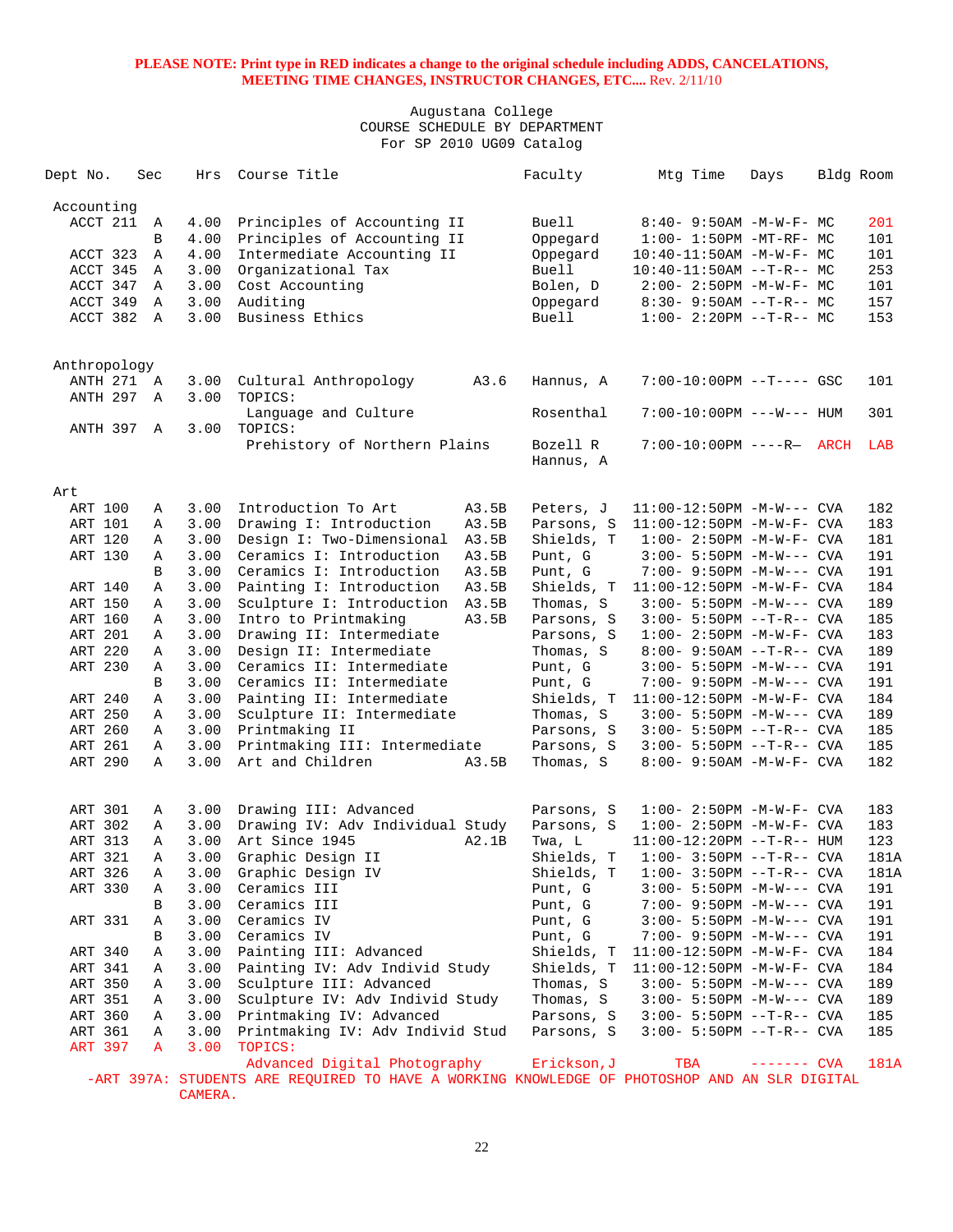**PLEASE NOTE: Print type in RED indicates a change to the original schedule including ADDS, CANCELATIONS, MEETING TIME CHANGES, INSTRUCTOR CHANGES, ETC....** Rev. 2/11/10

Augustana College
COURSE SCHEDULE BY DEPARTMENT
For SP 2010 UG09 Catalog

| Dept No. | Sec | Hrs | Course Title | | Faculty | Mtg Time | Days | Bldg | Room |
|---|---|---|---|---|---|---|---|---|---|
| **Accounting** | | | | | | | | | |
| ACCT 211 | A | 4.00 | Principles of Accounting II | | Buell | 8:40- 9:50AM | -M-W-F- | MC | 201 |
| | B | 4.00 | Principles of Accounting II | | Oppegard | 1:00- 1:50PM | -MT-RF- | MC | 101 |
| ACCT 323 | A | 4.00 | Intermediate Accounting II | | Oppegard | 10:40-11:50AM | -M-W-F- | MC | 101 |
| ACCT 345 | A | 3.00 | Organizational Tax | | Buell | 10:40-11:50AM | --T-R-- | MC | 253 |
| ACCT 347 | A | 3.00 | Cost Accounting | | Bolen, D | 2:00- 2:50PM | -M-W-F- | MC | 101 |
| ACCT 349 | A | 3.00 | Auditing | | Oppegard | 8:30- 9:50AM | --T-R-- | MC | 157 |
| ACCT 382 | A | 3.00 | Business Ethics | | Buell | 1:00- 2:20PM | --T-R-- | MC | 153 |
| **Anthropology** | | | | | | | | | |
| ANTH 271 | A | 3.00 | Cultural Anthropology | A3.6 | Hannus, A | 7:00-10:00PM | --T---- | GSC | 101 |
| ANTH 297 | A | 3.00 | TOPICS: | | | | | | |
| | | | Language and Culture | | Rosenthal | 7:00-10:00PM | ---W--- | HUM | 301 |
| ANTH 397 | A | 3.00 | TOPICS: | | | | | | |
| | | | Prehistory of Northern Plains | | Bozell R<br>Hannus, A | 7:00-10:00PM | ----R— | ARCH | LAB |
| **Art** | | | | | | | | | |
| ART 100 | A | 3.00 | Introduction To Art | A3.5B | Peters, J | 11:00-12:50PM | -M-W--- | CVA | 182 |
| ART 101 | A | 3.00 | Drawing I: Introduction | A3.5B | Parsons, S | 11:00-12:50PM | -M-W-F- | CVA | 183 |
| ART 120 | A | 3.00 | Design I: Two-Dimensional | A3.5B | Shields, T | 1:00- 2:50PM | -M-W-F- | CVA | 181 |
| ART 130 | A | 3.00 | Ceramics I: Introduction | A3.5B | Punt, G | 3:00- 5:50PM | -M-W--- | CVA | 191 |
| | B | 3.00 | Ceramics I: Introduction | A3.5B | Punt, G | 7:00- 9:50PM | -M-W--- | CVA | 191 |
| ART 140 | A | 3.00 | Painting I: Introduction | A3.5B | Shields, T | 11:00-12:50PM | -M-W-F- | CVA | 184 |
| ART 150 | A | 3.00 | Sculpture I: Introduction | A3.5B | Thomas, S | 3:00- 5:50PM | -M-W--- | CVA | 189 |
| ART 160 | A | 3.00 | Intro to Printmaking | A3.5B | Parsons, S | 3:00- 5:50PM | --T-R-- | CVA | 185 |
| ART 201 | A | 3.00 | Drawing II: Intermediate | | Parsons, S | 1:00- 2:50PM | -M-W-F- | CVA | 183 |
| ART 220 | A | 3.00 | Design II: Intermediate | | Thomas, S | 8:00- 9:50AM | --T-R-- | CVA | 189 |
| ART 230 | A | 3.00 | Ceramics II: Intermediate | | Punt, G | 3:00- 5:50PM | -M-W--- | CVA | 191 |
| | B | 3.00 | Ceramics II: Intermediate | | Punt, G | 7:00- 9:50PM | -M-W--- | CVA | 191 |
| ART 240 | A | 3.00 | Painting II: Intermediate | | Shields, T | 11:00-12:50PM | -M-W-F- | CVA | 184 |
| ART 250 | A | 3.00 | Sculpture II: Intermediate | | Thomas, S | 3:00- 5:50PM | -M-W--- | CVA | 189 |
| ART 260 | A | 3.00 | Printmaking II | | Parsons, S | 3:00- 5:50PM | --T-R-- | CVA | 185 |
| ART 261 | A | 3.00 | Printmaking III: Intermediate | | Parsons, S | 3:00- 5:50PM | --T-R-- | CVA | 185 |
| ART 290 | A | 3.00 | Art and Children | A3.5B | Thomas, S | 8:00- 9:50AM | -M-W-F- | CVA | 182 |
| ART 301 | A | 3.00 | Drawing III: Advanced | | Parsons, S | 1:00- 2:50PM | -M-W-F- | CVA | 183 |
| ART 302 | A | 3.00 | Drawing IV: Adv Individual Study | | Parsons, S | 1:00- 2:50PM | -M-W-F- | CVA | 183 |
| ART 313 | A | 3.00 | Art Since 1945 | A2.1B | Twa, L | 11:00-12:20PM | --T-R-- | HUM | 123 |
| ART 321 | A | 3.00 | Graphic Design II | | Shields, T | 1:00- 3:50PM | --T-R-- | CVA | 181A |
| ART 326 | A | 3.00 | Graphic Design IV | | Shields, T | 1:00- 3:50PM | --T-R-- | CVA | 181A |
| ART 330 | A | 3.00 | Ceramics III | | Punt, G | 3:00- 5:50PM | -M-W--- | CVA | 191 |
| | B | 3.00 | Ceramics III | | Punt, G | 7:00- 9:50PM | -M-W--- | CVA | 191 |
| ART 331 | A | 3.00 | Ceramics IV | | Punt, G | 3:00- 5:50PM | -M-W--- | CVA | 191 |
| | B | 3.00 | Ceramics IV | | Punt, G | 7:00- 9:50PM | -M-W--- | CVA | 191 |
| ART 340 | A | 3.00 | Painting III: Advanced | | Shields, T | 11:00-12:50PM | -M-W-F- | CVA | 184 |
| ART 341 | A | 3.00 | Painting IV: Adv Individ Study | | Shields, T | 11:00-12:50PM | -M-W-F- | CVA | 184 |
| ART 350 | A | 3.00 | Sculpture III: Advanced | | Thomas, S | 3:00- 5:50PM | -M-W--- | CVA | 189 |
| ART 351 | A | 3.00 | Sculpture IV: Adv Individ Study | | Thomas, S | 3:00- 5:50PM | -M-W--- | CVA | 189 |
| ART 360 | A | 3.00 | Printmaking IV: Advanced | | Parsons, S | 3:00- 5:50PM | --T-R-- | CVA | 185 |
| ART 361 | A | 3.00 | Printmaking IV: Adv Individ Stud | | Parsons, S | 3:00- 5:50PM | --T-R-- | CVA | 185 |
| ART 397 | A | 3.00 | TOPICS: | | | | | | |
| | | | Advanced Digital Photography | | Erickson,J | TBA | ------- | CVA | 181A |

-ART 397A: STUDENTS ARE REQUIRED TO HAVE A WORKING KNOWLEDGE OF PHOTOSHOP AND AN SLR DIGITAL CAMERA.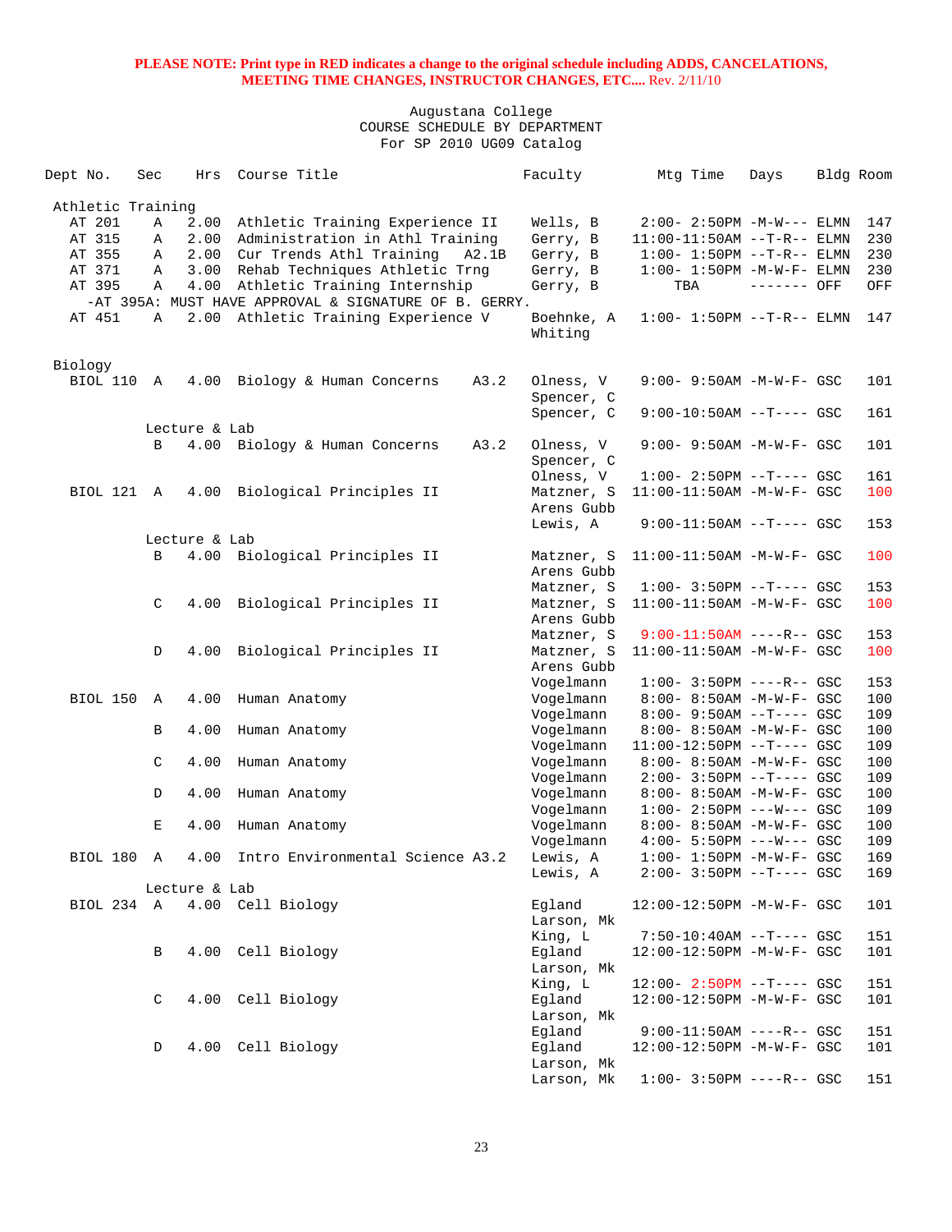**PLEASE NOTE: Print type in RED indicates a change to the original schedule including ADDS, CANCELATIONS, MEETING TIME CHANGES, INSTRUCTOR CHANGES, ETC....** Rev. 2/11/10

Augustana College
COURSE SCHEDULE BY DEPARTMENT
For SP 2010 UG09 Catalog

| Dept No. | Sec | Hrs | Course Title | | Faculty | Mtg Time | Days | Bldg | Room |
|---|---|---|---|---|---|---|---|---|---|
| **Athletic Training** | | | | | | | | | |
| AT 201 | A | 2.00 | Athletic Training Experience II | | Wells, B | 2:00- 2:50PM | -M-W--- | ELMN | 147 |
| AT 315 | A | 2.00 | Administration in Athl Training | | Gerry, B | 11:00-11:50AM | --T-R-- | ELMN | 230 |
| AT 355 | A | 2.00 | Cur Trends Athl Training | A2.1B | Gerry, B | 1:00- 1:50PM | --T-R-- | ELMN | 230 |
| AT 371 | A | 3.00 | Rehab Techniques Athletic Trng | | Gerry, B | 1:00- 1:50PM | -M-W-F- | ELMN | 230 |
| AT 395 | A | 4.00 | Athletic Training Internship | | Gerry, B | TBA | ------- | OFF | OFF |
| -AT 395A: MUST HAVE APPROVAL & SIGNATURE OF B. GERRY. | | | | | | | | | |
| AT 451 | A | 2.00 | Athletic Training Experience V | | Boehnke, A | 1:00- 1:50PM | --T-R-- | ELMN | 147 |
| | | | | | Whiting | | | | |
| **Biology** | | | | | | | | | |
| BIOL 110 | A | 4.00 | Biology & Human Concerns | A3.2 | Olness, V | 9:00- 9:50AM | -M-W-F- | GSC | 101 |
| | | | | | Spencer, C | | | | |
| | | | | | Spencer, C | 9:00-10:50AM | --T---- | GSC | 161 |
| | Lecture & Lab | | | | | | | | |
| | B | 4.00 | Biology & Human Concerns | A3.2 | Olness, V | 9:00- 9:50AM | -M-W-F- | GSC | 101 |
| | | | | | Spencer, C | | | | |
| | | | | | Olness, V | 1:00- 2:50PM | --T---- | GSC | 161 |
| BIOL 121 | A | 4.00 | Biological Principles II | | Matzner, S | 11:00-11:50AM | -M-W-F- | GSC | 100 |
| | | | | | Arens Gubb | | | | |
| | | | | | Lewis, A | 9:00-11:50AM | --T---- | GSC | 153 |
| | Lecture & Lab | | | | | | | | |
| | B | 4.00 | Biological Principles II | | Matzner, S | 11:00-11:50AM | -M-W-F- | GSC | 100 |
| | | | | | Arens Gubb | | | | |
| | | | | | Matzner, S | 1:00- 3:50PM | --T---- | GSC | 153 |
| | C | 4.00 | Biological Principles II | | Matzner, S | 11:00-11:50AM | -M-W-F- | GSC | 100 |
| | | | | | Arens Gubb | | | | |
| | | | | | Matzner, S | 9:00-11:50AM | ----R-- | GSC | 153 |
| | D | 4.00 | Biological Principles II | | Matzner, S | 11:00-11:50AM | -M-W-F- | GSC | 100 |
| | | | | | Arens Gubb | | | | |
| | | | | | Vogelmann | 1:00- 3:50PM | ----R-- | GSC | 153 |
| BIOL 150 | A | 4.00 | Human Anatomy | | Vogelmann | 8:00- 8:50AM | -M-W-F- | GSC | 100 |
| | | | | | Vogelmann | 8:00- 9:50AM | --T---- | GSC | 109 |
| | B | 4.00 | Human Anatomy | | Vogelmann | 8:00- 8:50AM | -M-W-F- | GSC | 100 |
| | | | | | Vogelmann | 11:00-12:50PM | --T---- | GSC | 109 |
| | C | 4.00 | Human Anatomy | | Vogelmann | 8:00- 8:50AM | -M-W-F- | GSC | 100 |
| | | | | | Vogelmann | 2:00- 3:50PM | --T---- | GSC | 109 |
| | D | 4.00 | Human Anatomy | | Vogelmann | 8:00- 8:50AM | -M-W-F- | GSC | 100 |
| | | | | | Vogelmann | 1:00- 2:50PM | ---W--- | GSC | 109 |
| | E | 4.00 | Human Anatomy | | Vogelmann | 8:00- 8:50AM | -M-W-F- | GSC | 100 |
| | | | | | Vogelmann | 4:00- 5:50PM | ---W--- | GSC | 109 |
| BIOL 180 | A | 4.00 | Intro Environmental Science | A3.2 | Lewis, A | 1:00- 1:50PM | -M-W-F- | GSC | 169 |
| | | | | | Lewis, A | 2:00- 3:50PM | --T---- | GSC | 169 |
| | Lecture & Lab | | | | | | | | |
| BIOL 234 | A | 4.00 | Cell Biology | | Egland | 12:00-12:50PM | -M-W-F- | GSC | 101 |
| | | | | | Larson, Mk | | | | |
| | | | | | King, L | 7:50-10:40AM | --T---- | GSC | 151 |
| | B | 4.00 | Cell Biology | | Egland | 12:00-12:50PM | -M-W-F- | GSC | 101 |
| | | | | | Larson, Mk | | | | |
| | | | | | King, L | 12:00- 2:50PM | --T---- | GSC | 151 |
| | C | 4.00 | Cell Biology | | Egland | 12:00-12:50PM | -M-W-F- | GSC | 101 |
| | | | | | Larson, Mk | | | | |
| | | | | | Egland | 9:00-11:50AM | ----R-- | GSC | 151 |
| | D | 4.00 | Cell Biology | | Egland | 12:00-12:50PM | -M-W-F- | GSC | 101 |
| | | | | | Larson, Mk | | | | |
| | | | | | Larson, Mk | 1:00- 3:50PM | ----R-- | GSC | 151 |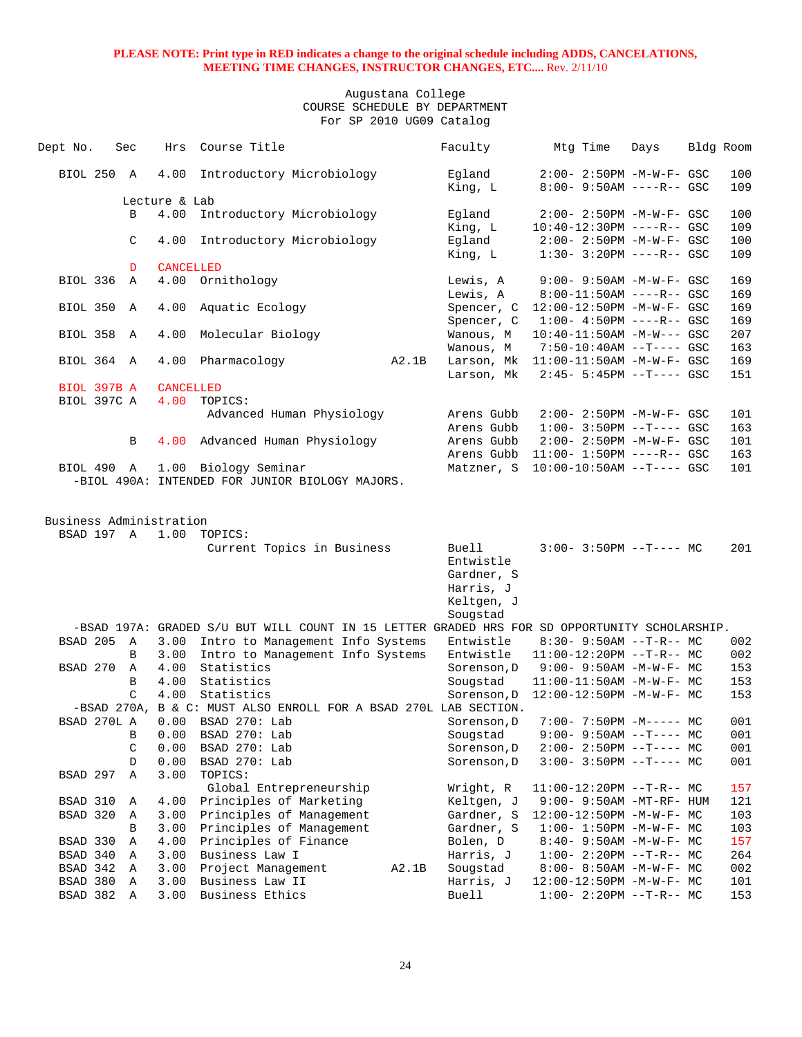**PLEASE NOTE: Print type in RED indicates a change to the original schedule including ADDS, CANCELATIONS, MEETING TIME CHANGES, INSTRUCTOR CHANGES, ETC....** Rev. 2/11/10

Augustana College
COURSE SCHEDULE BY DEPARTMENT
For SP 2010 UG09 Catalog

| Dept No. | Sec | Hrs | Course Title | | Faculty | Mtg Time | Days | Bldg | Room |
|---|---|---|---|---|---|---|---|---|---|
| BIOL 250 | A | 4.00 | Introductory Microbiology | | Egland | 2:00- 2:50PM | -M-W-F- | GSC | 100 |
| | | | | | King, L | 8:00- 9:50AM | ----R-- | GSC | 109 |
| | Lecture & Lab | | | | | | | | |
| | B | 4.00 | Introductory Microbiology | | Egland | 2:00- 2:50PM | -M-W-F- | GSC | 100 |
| | | | | | King, L | 10:40-12:30PM | ----R-- | GSC | 109 |
| | C | 4.00 | Introductory Microbiology | | Egland | 2:00- 2:50PM | -M-W-F- | GSC | 100 |
| | | | | | King, L | 1:30- 3:20PM | ----R-- | GSC | 109 |
| | D | CANCELLED | | | | | | | |
| BIOL 336 | A | 4.00 | Ornithology | | Lewis, A | 9:00- 9:50AM | -M-W-F- | GSC | 169 |
| | | | | | Lewis, A | 8:00-11:50AM | ----R-- | GSC | 169 |
| BIOL 350 | A | 4.00 | Aquatic Ecology | | Spencer, C | 12:00-12:50PM | -M-W-F- | GSC | 169 |
| | | | | | Spencer, C | 1:00- 4:50PM | ----R-- | GSC | 169 |
| BIOL 358 | A | 4.00 | Molecular Biology | | Wanous, M | 10:40-11:50AM | -M-W--- | GSC | 207 |
| | | | | | Wanous, M | 7:50-10:40AM | --T---- | GSC | 163 |
| BIOL 364 | A | 4.00 | Pharmacology | A2.1B | Larson, Mk | 11:00-11:50AM | -M-W-F- | GSC | 169 |
| | | | | | Larson, Mk | 2:45- 5:45PM | --T---- | GSC | 151 |
| BIOL 397B | A | CANCELLED | | | | | | | |
| BIOL 397C | A | 4.00 | TOPICS: | | | | | | |
| | | | Advanced Human Physiology | | Arens Gubb | 2:00- 2:50PM | -M-W-F- | GSC | 101 |
| | | | | | Arens Gubb | 1:00- 3:50PM | --T---- | GSC | 163 |
| | B | 4.00 | Advanced Human Physiology | | Arens Gubb | 2:00- 2:50PM | -M-W-F- | GSC | 101 |
| | | | | | Arens Gubb | 11:00- 1:50PM | ----R-- | GSC | 163 |
| BIOL 490 | A | 1.00 | Biology Seminar | | Matzner, S | 10:00-10:50AM | --T---- | GSC | 101 |

-BIOL 490A: INTENDED FOR JUNIOR BIOLOGY MAJORS.

## Business Administration

| Dept No. | Sec | Hrs | Course Title | | Faculty | Mtg Time | Days | Bldg | Room |
|---|---|---|---|---|---|---|---|---|---|
| BSAD 197 | A | 1.00 | TOPICS: | | | | | | |
| | | | Current Topics in Business | | Buell, Entwistle, Gardner, S, Harris, J, Keltgen, J, Sougstad | 3:00- 3:50PM | --T---- | MC | 201 |

-BSAD 197A: GRADED S/U BUT WILL COUNT IN 15 LETTER GRADED HRS FOR SD OPPORTUNITY SCHOLARSHIP.

| Dept No. | Sec | Hrs | Course Title | | Faculty | Mtg Time | Days | Bldg | Room |
|---|---|---|---|---|---|---|---|---|---|
| BSAD 205 | A | 3.00 | Intro to Management Info Systems | | Entwistle | 8:30- 9:50AM | --T-R-- | MC | 002 |
| | B | 3.00 | Intro to Management Info Systems | | Entwistle | 11:00-12:20PM | --T-R-- | MC | 002 |
| BSAD 270 | A | 4.00 | Statistics | | Sorenson,D | 9:00- 9:50AM | -M-W-F- | MC | 153 |
| | B | 4.00 | Statistics | | Sougstad | 11:00-11:50AM | -M-W-F- | MC | 153 |
| | C | 4.00 | Statistics | | Sorenson,D | 12:00-12:50PM | -M-W-F- | MC | 153 |

-BSAD 270A, B & C: MUST ALSO ENROLL FOR A BSAD 270L LAB SECTION.

| Dept No. | Sec | Hrs | Course Title | | Faculty | Mtg Time | Days | Bldg | Room |
|---|---|---|---|---|---|---|---|---|---|
| BSAD 270L | A | 0.00 | BSAD 270: Lab | | Sorenson,D | 7:00- 7:50PM | -M----- | MC | 001 |
| | B | 0.00 | BSAD 270: Lab | | Sougstad | 9:00- 9:50AM | --T---- | MC | 001 |
| | C | 0.00 | BSAD 270: Lab | | Sorenson,D | 2:00- 2:50PM | --T---- | MC | 001 |
| | D | 0.00 | BSAD 270: Lab | | Sorenson,D | 3:00- 3:50PM | --T---- | MC | 001 |
| BSAD 297 | A | 3.00 | TOPICS: | | | | | | |
| | | | Global Entrepreneurship | | Wright, R | 11:00-12:20PM | --T-R-- | MC | 157 |
| BSAD 310 | A | 4.00 | Principles of Marketing | | Keltgen, J | 9:00- 9:50AM | -MT-RF- | HUM | 121 |
| BSAD 320 | A | 3.00 | Principles of Management | | Gardner, S | 12:00-12:50PM | -M-W-F- | MC | 103 |
| | B | 3.00 | Principles of Management | | Gardner, S | 1:00- 1:50PM | -M-W-F- | MC | 103 |
| BSAD 330 | A | 4.00 | Principles of Finance | | Bolen, D | 8:40- 9:50AM | -M-W-F- | MC | 157 |
| BSAD 340 | A | 3.00 | Business Law I | | Harris, J | 1:00- 2:20PM | --T-R-- | MC | 264 |
| BSAD 342 | A | 3.00 | Project Management | A2.1B | Sougstad | 8:00- 8:50AM | -M-W-F- | MC | 002 |
| BSAD 380 | A | 3.00 | Business Law II | | Harris, J | 12:00-12:50PM | -M-W-F- | MC | 101 |
| BSAD 382 | A | 3.00 | Business Ethics | | Buell | 1:00- 2:20PM | --T-R-- | MC | 153 |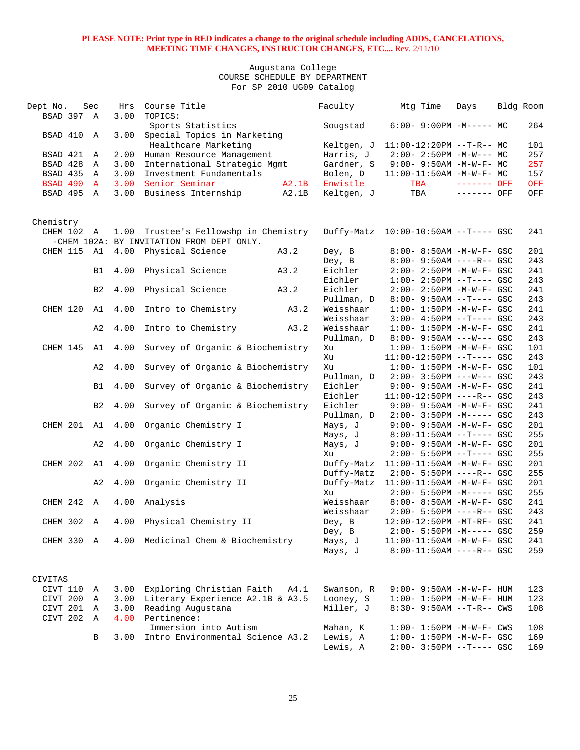**PLEASE NOTE: Print type in RED indicates a change to the original schedule including ADDS, CANCELATIONS, MEETING TIME CHANGES, INSTRUCTOR CHANGES, ETC....** Rev. 2/11/10

Augustana College
COURSE SCHEDULE BY DEPARTMENT
For SP 2010 UG09 Catalog

| Dept No. | Sec | Hrs | Course Title | | Faculty | Mtg Time | Days | Bldg | Room |
|---|---|---|---|---|---|---|---|---|---|
| BSAD 397 | A | 3.00 | TOPICS: | | | | | | |
| | | | Sports Statistics | | Sougstad | 6:00- 9:00PM | -M----- | MC | 264 |
| BSAD 410 | A | 3.00 | Special Topics in Marketing | | | | | | |
| | | | Healthcare Marketing | | Keltgen, J | 11:00-12:20PM | --T-R-- | MC | 101 |
| BSAD 421 | A | 2.00 | Human Resource Management | | Harris, J | 2:00- 2:50PM | -M-W--- | MC | 257 |
| BSAD 428 | A | 3.00 | International Strategic Mgmt | | Gardner, S | 9:00- 9:50AM | -M-W-F- | MC | 257 |
| BSAD 435 | A | 3.00 | Investment Fundamentals | | Bolen, D | 11:00-11:50AM | -M-W-F- | MC | 157 |
| BSAD 490 | A | 3.00 | Senior Seminar | A2.1B | Enwistle | TBA | ------- | OFF | OFF |
| BSAD 495 | A | 3.00 | Business Internship | A2.1B | Keltgen, J | TBA | ------- | OFF | OFF |
| **Chemistry** | | | | | | | | | |
| CHEM 102 | A | 1.00 | Trustee's Fellowshp in Chemistry | | Duffy-Matz | 10:00-10:50AM | --T---- | GSC | 241 |
| -CHEM 102A: BY INVITATION FROM DEPT ONLY. | | | | | | | | | |
| CHEM 115 | A1 | 4.00 | Physical Science | A3.2 | Dey, B | 8:00- 8:50AM | -M-W-F- | GSC | 201 |
| | | | | | Dey, B | 8:00- 9:50AM | ----R-- | GSC | 243 |
| | B1 | 4.00 | Physical Science | A3.2 | Eichler | 2:00- 2:50PM | -M-W-F- | GSC | 241 |
| | | | | | Eichler | 1:00- 2:50PM | --T---- | GSC | 243 |
| | B2 | 4.00 | Physical Science | A3.2 | Eichler | 2:00- 2:50PM | -M-W-F- | GSC | 241 |
| | | | | | Pullman, D | 8:00- 9:50AM | --T---- | GSC | 243 |
| CHEM 120 | A1 | 4.00 | Intro to Chemistry | A3.2 | Weisshaar | 1:00- 1:50PM | -M-W-F- | GSC | 241 |
| | | | | | Weisshaar | 3:00- 4:50PM | --T---- | GSC | 243 |
| | A2 | 4.00 | Intro to Chemistry | A3.2 | Weisshaar | 1:00- 1:50PM | -M-W-F- | GSC | 241 |
| | | | | | Pullman, D | 8:00- 9:50AM | ---W--- | GSC | 243 |
| CHEM 145 | A1 | 4.00 | Survey of Organic & Biochemistry | | Xu | 1:00- 1:50PM | -M-W-F- | GSC | 101 |
| | | | | | Xu | 11:00-12:50PM | --T---- | GSC | 243 |
| | A2 | 4.00 | Survey of Organic & Biochemistry | | Xu | 1:00- 1:50PM | -M-W-F- | GSC | 101 |
| | | | | | Pullman, D | 2:00- 3:50PM | ---W--- | GSC | 243 |
| | B1 | 4.00 | Survey of Organic & Biochemistry | | Eichler | 9:00- 9:50AM | -M-W-F- | GSC | 241 |
| | | | | | Eichler | 11:00-12:50PM | ----R-- | GSC | 243 |
| | B2 | 4.00 | Survey of Organic & Biochemistry | | Eichler | 9:00- 9:50AM | -M-W-F- | GSC | 241 |
| | | | | | Pullman, D | 2:00- 3:50PM | -M----- | GSC | 243 |
| CHEM 201 | A1 | 4.00 | Organic Chemistry I | | Mays, J | 9:00- 9:50AM | -M-W-F- | GSC | 201 |
| | | | | | Mays, J | 8:00-11:50AM | --T---- | GSC | 255 |
| | A2 | 4.00 | Organic Chemistry I | | Mays, J | 9:00- 9:50AM | -M-W-F- | GSC | 201 |
| | | | | | Xu | 2:00- 5:50PM | --T---- | GSC | 255 |
| CHEM 202 | A1 | 4.00 | Organic Chemistry II | | Duffy-Matz | 11:00-11:50AM | -M-W-F- | GSC | 201 |
| | | | | | Duffy-Matz | 2:00- 5:50PM | ----R-- | GSC | 255 |
| | A2 | 4.00 | Organic Chemistry II | | Duffy-Matz | 11:00-11:50AM | -M-W-F- | GSC | 201 |
| | | | | | Xu | 2:00- 5:50PM | -M----- | GSC | 255 |
| CHEM 242 | A | 4.00 | Analysis | | Weisshaar | 8:00- 8:50AM | -M-W-F- | GSC | 241 |
| | | | | | Weisshaar | 2:00- 5:50PM | ----R-- | GSC | 243 |
| CHEM 302 | A | 4.00 | Physical Chemistry II | | Dey, B | 12:00-12:50PM | -MT-RF- | GSC | 241 |
| | | | | | Dey, B | 2:00- 5:50PM | -M----- | GSC | 259 |
| CHEM 330 | A | 4.00 | Medicinal Chem & Biochemistry | | Mays, J | 11:00-11:50AM | -M-W-F- | GSC | 241 |
| | | | | | Mays, J | 8:00-11:50AM | ----R-- | GSC | 259 |
| **CIVITAS** | | | | | | | | | |
| CIVT 110 | A | 3.00 | Exploring Christian Faith | A4.1 | Swanson, R | 9:00- 9:50AM | -M-W-F- | HUM | 123 |
| CIVT 200 | A | 3.00 | Literary Experience | A2.1B & A3.5 | Looney, S | 1:00- 1:50PM | -M-W-F- | HUM | 123 |
| CIVT 201 | A | 3.00 | Reading Augustana | | Miller, J | 8:30- 9:50AM | --T-R-- | CWS | 108 |
| CIVT 202 | A | 4.00 | Pertinence: | | | | | | |
| | | | Immersion into Autism | | Mahan, K | 1:00- 1:50PM | -M-W-F- | CWS | 108 |
| | B | 3.00 | Intro Environmental Science | A3.2 | Lewis, A | 1:00- 1:50PM | -M-W-F- | GSC | 169 |
| | | | | | Lewis, A | 2:00- 3:50PM | --T---- | GSC | 169 |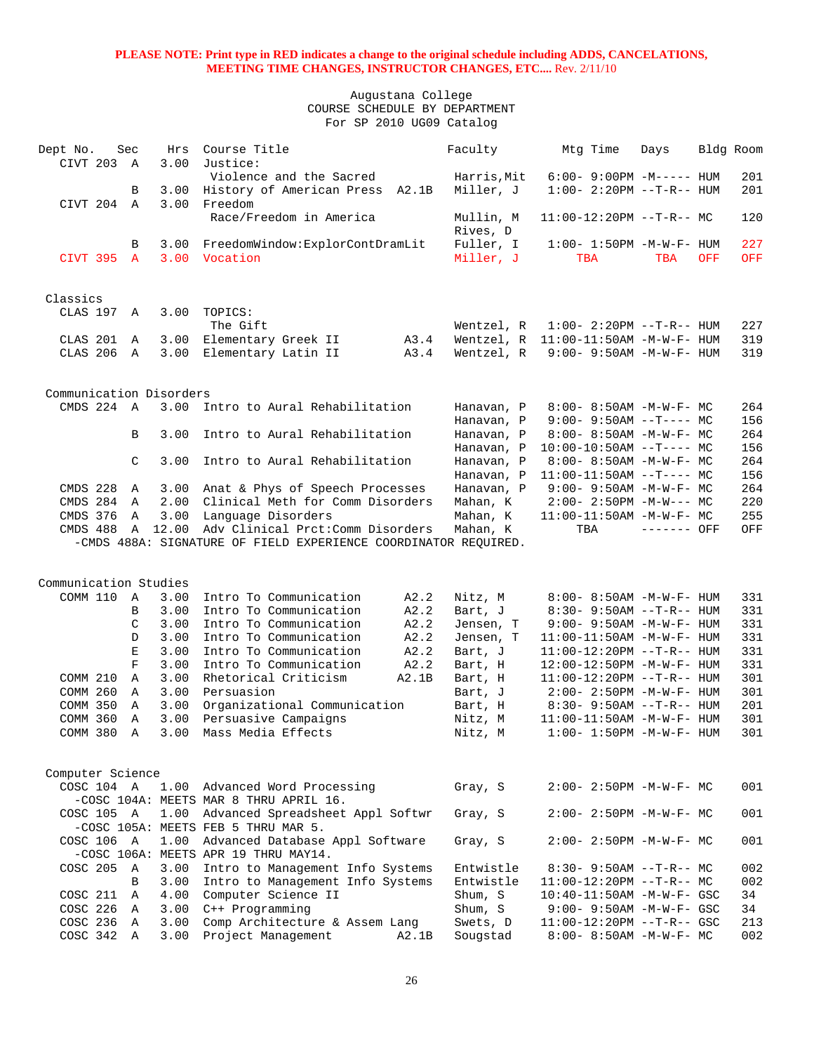**PLEASE NOTE: Print type in RED indicates a change to the original schedule including ADDS, CANCELATIONS, MEETING TIME CHANGES, INSTRUCTOR CHANGES, ETC....** Rev. 2/11/10

Augustana College
COURSE SCHEDULE BY DEPARTMENT
For SP 2010 UG09 Catalog

| Dept No. | Sec | Hrs | Course Title | | Faculty | Mtg Time | Days | Bldg | Room |
|---|---|---|---|---|---|---|---|---|---|
| CIVT 203 | A | 3.00 | Justice: | | | | | | |
| | | | Violence and the Sacred | | Harris,Mit | 6:00- 9:00PM | -M----- | HUM | 201 |
| | B | 3.00 | History of American Press | A2.1B | Miller, J | 1:00- 2:20PM | --T-R-- | HUM | 201 |
| CIVT 204 | A | 3.00 | Freedom | | | | | | |
| | | | Race/Freedom in America | | Mullin, M | 11:00-12:20PM | --T-R-- | MC | 120 |
| | | | | | Rives, D | | | | |
| | B | 3.00 | FreedomWindow:ExplorContDramLit | | Fuller, I | 1:00- 1:50PM | -M-W-F- | HUM | 227 |
| CIVT 395 | A | 3.00 | Vocation | | Miller, J | TBA | TBA | OFF | OFF |

## Classics

| Dept No. | Sec | Hrs | Course Title | | Faculty | Mtg Time | Days | Bldg | Room |
|---|---|---|---|---|---|---|---|---|---|
| CLAS 197 | A | 3.00 | TOPICS: | | | | | | |
| | | | The Gift | | Wentzel, R | 1:00- 2:20PM | --T-R-- | HUM | 227 |
| CLAS 201 | A | 3.00 | Elementary Greek II | A3.4 | Wentzel, R | 11:00-11:50AM | -M-W-F- | HUM | 319 |
| CLAS 206 | A | 3.00 | Elementary Latin II | A3.4 | Wentzel, R | 9:00- 9:50AM | -M-W-F- | HUM | 319 |

## Communication Disorders

| Dept No. | Sec | Hrs | Course Title | | Faculty | Mtg Time | Days | Bldg | Room |
|---|---|---|---|---|---|---|---|---|---|
| CMDS 224 | A | 3.00 | Intro to Aural Rehabilitation | | Hanavan, P | 8:00- 8:50AM | -M-W-F- | MC | 264 |
| | | | | | Hanavan, P | 9:00- 9:50AM | --T---- | MC | 156 |
| | B | 3.00 | Intro to Aural Rehabilitation | | Hanavan, P | 8:00- 8:50AM | -M-W-F- | MC | 264 |
| | | | | | Hanavan, P | 10:00-10:50AM | --T---- | MC | 156 |
| | C | 3.00 | Intro to Aural Rehabilitation | | Hanavan, P | 8:00- 8:50AM | -M-W-F- | MC | 264 |
| | | | | | Hanavan, P | 11:00-11:50AM | --T---- | MC | 156 |
| CMDS 228 | A | 3.00 | Anat & Phys of Speech Processes | | Hanavan, P | 9:00- 9:50AM | -M-W-F- | MC | 264 |
| CMDS 284 | A | 2.00 | Clinical Meth for Comm Disorders | | Mahan, K | 2:00- 2:50PM | -M-W--- | MC | 220 |
| CMDS 376 | A | 3.00 | Language Disorders | | Mahan, K | 11:00-11:50AM | -M-W-F- | MC | 255 |
| CMDS 488 | A | 12.00 | Adv Clinical Prct:Comm Disorders | | Mahan, K | TBA | ------- | OFF | OFF |

-CMDS 488A: SIGNATURE OF FIELD EXPERIENCE COORDINATOR REQUIRED.

## Communication Studies

| Dept No. | Sec | Hrs | Course Title | | Faculty | Mtg Time | Days | Bldg | Room |
|---|---|---|---|---|---|---|---|---|---|
| COMM 110 | A | 3.00 | Intro To Communication | A2.2 | Nitz, M | 8:00- 8:50AM | -M-W-F- | HUM | 331 |
| | B | 3.00 | Intro To Communication | A2.2 | Bart, J | 8:30- 9:50AM | --T-R-- | HUM | 331 |
| | C | 3.00 | Intro To Communication | A2.2 | Jensen, T | 9:00- 9:50AM | -M-W-F- | HUM | 331 |
| | D | 3.00 | Intro To Communication | A2.2 | Jensen, T | 11:00-11:50AM | -M-W-F- | HUM | 331 |
| | E | 3.00 | Intro To Communication | A2.2 | Bart, J | 11:00-12:20PM | --T-R-- | HUM | 331 |
| | F | 3.00 | Intro To Communication | A2.2 | Bart, H | 12:00-12:50PM | -M-W-F- | HUM | 331 |
| COMM 210 | A | 3.00 | Rhetorical Criticism | A2.1B | Bart, H | 11:00-12:20PM | --T-R-- | HUM | 301 |
| COMM 260 | A | 3.00 | Persuasion | | Bart, J | 2:00- 2:50PM | -M-W-F- | HUM | 301 |
| COMM 350 | A | 3.00 | Organizational Communication | | Bart, H | 8:30- 9:50AM | --T-R-- | HUM | 201 |
| COMM 360 | A | 3.00 | Persuasive Campaigns | | Nitz, M | 11:00-11:50AM | -M-W-F- | HUM | 301 |
| COMM 380 | A | 3.00 | Mass Media Effects | | Nitz, M | 1:00- 1:50PM | -M-W-F- | HUM | 301 |

## Computer Science

| Dept No. | Sec | Hrs | Course Title | | Faculty | Mtg Time | Days | Bldg | Room |
|---|---|---|---|---|---|---|---|---|---|
| COSC 104 | A | 1.00 | Advanced Word Processing | | Gray, S | 2:00- 2:50PM | -M-W-F- | MC | 001 |
| | | | -COSC 104A: MEETS MAR 8 THRU APRIL 16. | | | | | | |
| COSC 105 | A | 1.00 | Advanced Spreadsheet Appl Softwr | | Gray, S | 2:00- 2:50PM | -M-W-F- | MC | 001 |
| | | | -COSC 105A: MEETS FEB 5 THRU MAR 5. | | | | | | |
| COSC 106 | A | 1.00 | Advanced Database Appl Software | | Gray, S | 2:00- 2:50PM | -M-W-F- | MC | 001 |
| | | | -COSC 106A: MEETS APR 19 THRU MAY14. | | | | | | |
| COSC 205 | A | 3.00 | Intro to Management Info Systems | | Entwistle | 8:30- 9:50AM | --T-R-- | MC | 002 |
| | B | 3.00 | Intro to Management Info Systems | | Entwistle | 11:00-12:20PM | --T-R-- | MC | 002 |
| COSC 211 | A | 4.00 | Computer Science II | | Shum, S | 10:40-11:50AM | -M-W-F- | GSC | 34 |
| COSC 226 | A | 3.00 | C++ Programming | | Shum, S | 9:00- 9:50AM | -M-W-F- | GSC | 34 |
| COSC 236 | A | 3.00 | Comp Architecture & Assem Lang | | Swets, D | 11:00-12:20PM | --T-R-- | GSC | 213 |
| COSC 342 | A | 3.00 | Project Management | A2.1B | Sougstad | 8:00- 8:50AM | -M-W-F- | MC | 002 |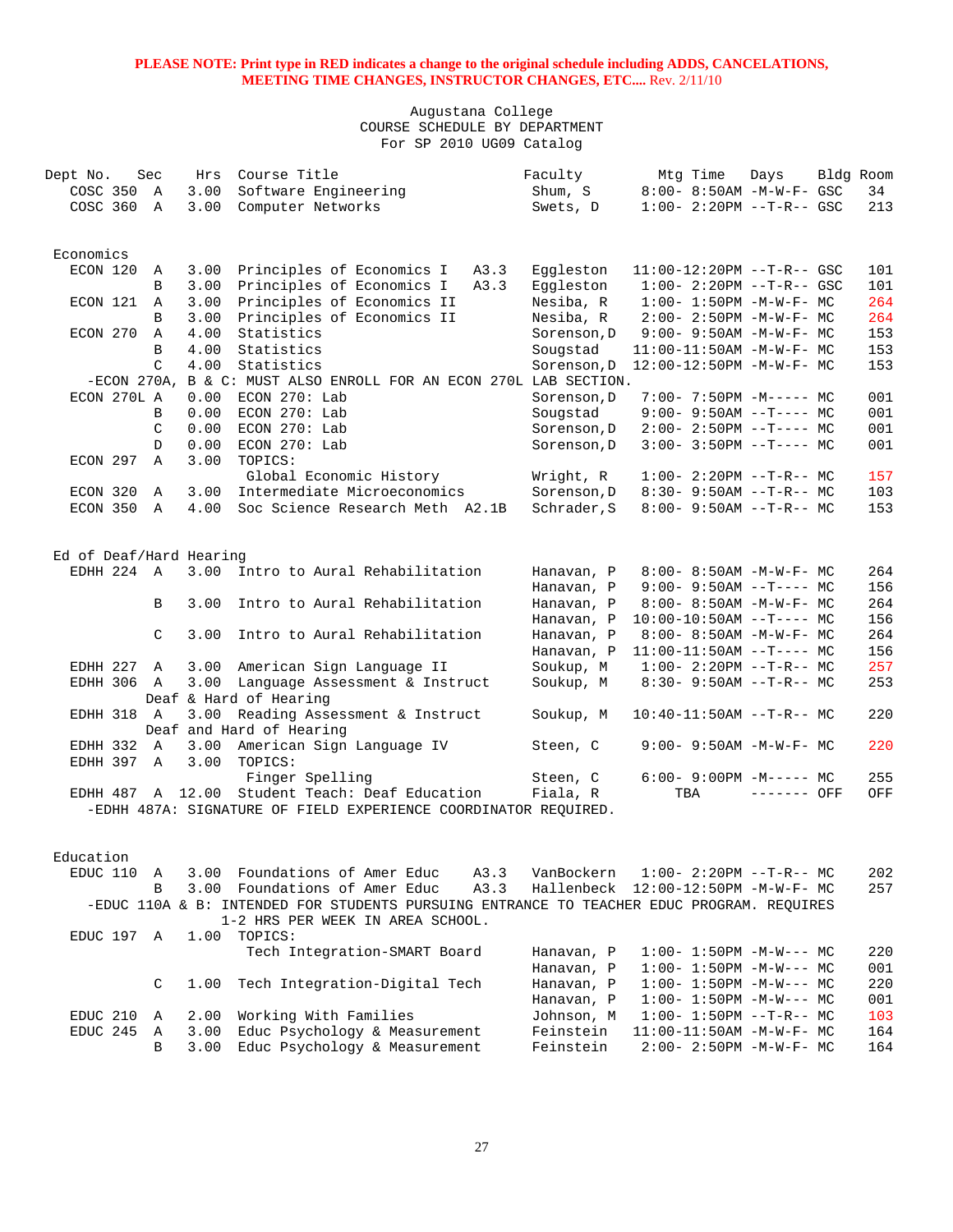**PLEASE NOTE: Print type in RED indicates a change to the original schedule including ADDS, CANCELATIONS, MEETING TIME CHANGES, INSTRUCTOR CHANGES, ETC....** Rev. 2/11/10

Augustana College
COURSE SCHEDULE BY DEPARTMENT
For SP 2010 UG09 Catalog

| Dept No. | Sec | Hrs | Course Title | Faculty | Mtg Time | Days | Bldg | Room |
|---|---|---|---|---|---|---|---|---|
| COSC 350 | A | 3.00 | Software Engineering | Shum, S | 8:00- 8:50AM | -M-W-F- | GSC | 34 |
| COSC 360 | A | 3.00 | Computer Networks | Swets, D | 1:00- 2:20PM | --T-R-- | GSC | 213 |

## Economics

| Dept No. | Sec | Hrs | Course Title | Faculty | Mtg Time | Days | Bldg | Room |
|---|---|---|---|---|---|---|---|---|
| ECON 120 | A | 3.00 | Principles of Economics I A3.3 | Eggleston | 11:00-12:20PM | --T-R-- | GSC | 101 |
| | B | 3.00 | Principles of Economics I A3.3 | Eggleston | 1:00- 2:20PM | --T-R-- | GSC | 101 |
| ECON 121 | A | 3.00 | Principles of Economics II | Nesiba, R | 1:00- 1:50PM | -M-W-F- | MC | 264 |
| | B | 3.00 | Principles of Economics II | Nesiba, R | 2:00- 2:50PM | -M-W-F- | MC | 264 |
| ECON 270 | A | 4.00 | Statistics | Sorenson,D | 9:00- 9:50AM | -M-W-F- | MC | 153 |
| | B | 4.00 | Statistics | Sougstad | 11:00-11:50AM | -M-W-F- | MC | 153 |
| | C | 4.00 | Statistics | Sorenson,D | 12:00-12:50PM | -M-W-F- | MC | 153 |

-ECON 270A, B & C: MUST ALSO ENROLL FOR AN ECON 270L LAB SECTION.

| Dept No. | Sec | Hrs | Course Title | Faculty | Mtg Time | Days | Bldg | Room |
|---|---|---|---|---|---|---|---|---|
| ECON 270L | A | 0.00 | ECON 270: Lab | Sorenson,D | 7:00- 7:50PM | -M----- | MC | 001 |
| | B | 0.00 | ECON 270: Lab | Sougstad | 9:00- 9:50AM | --T---- | MC | 001 |
| | C | 0.00 | ECON 270: Lab | Sorenson,D | 2:00- 2:50PM | --T---- | MC | 001 |
| | D | 0.00 | ECON 270: Lab | Sorenson,D | 3:00- 3:50PM | --T---- | MC | 001 |
| ECON 297 | A | 3.00 | TOPICS: Global Economic History | Wright, R | 1:00- 2:20PM | --T-R-- | MC | 157 |
| ECON 320 | A | 3.00 | Intermediate Microeconomics | Sorenson,D | 8:30- 9:50AM | --T-R-- | MC | 103 |
| ECON 350 | A | 4.00 | Soc Science Research Meth A2.1B | Schrader,S | 8:00- 9:50AM | --T-R-- | MC | 153 |

## Ed of Deaf/Hard Hearing

| Dept No. | Sec | Hrs | Course Title | Faculty | Mtg Time | Days | Bldg | Room |
|---|---|---|---|---|---|---|---|---|
| EDHH 224 | A | 3.00 | Intro to Aural Rehabilitation | Hanavan, P | 8:00- 8:50AM | -M-W-F- | MC | 264 |
| | | | | Hanavan, P | 9:00- 9:50AM | --T---- | MC | 156 |
| | B | 3.00 | Intro to Aural Rehabilitation | Hanavan, P | 8:00- 8:50AM | -M-W-F- | MC | 264 |
| | | | | Hanavan, P | 10:00-10:50AM | --T---- | MC | 156 |
| | C | 3.00 | Intro to Aural Rehabilitation | Hanavan, P | 8:00- 8:50AM | -M-W-F- | MC | 264 |
| | | | | Hanavan, P | 11:00-11:50AM | --T---- | MC | 156 |
| EDHH 227 | A | 3.00 | American Sign Language II | Soukup, M | 1:00- 2:20PM | --T-R-- | MC | 257 |
| EDHH 306 | A | 3.00 | Language Assessment & Instruct Deaf & Hard of Hearing | Soukup, M | 8:30- 9:50AM | --T-R-- | MC | 253 |
| EDHH 318 | A | 3.00 | Reading Assessment & Instruct Deaf and Hard of Hearing | Soukup, M | 10:40-11:50AM | --T-R-- | MC | 220 |
| EDHH 332 | A | 3.00 | American Sign Language IV | Steen, C | 9:00- 9:50AM | -M-W-F- | MC | 220 |
| EDHH 397 | A | 3.00 | TOPICS: Finger Spelling | Steen, C | 6:00- 9:00PM | -M----- | MC | 255 |
| EDHH 487 | A | 12.00 | Student Teach: Deaf Education | Fiala, R | TBA | ------- | OFF | OFF |

-EDHH 487A: SIGNATURE OF FIELD EXPERIENCE COORDINATOR REQUIRED.

## Education

| Dept No. | Sec | Hrs | Course Title | Faculty | Mtg Time | Days | Bldg | Room |
|---|---|---|---|---|---|---|---|---|
| EDUC 110 | A | 3.00 | Foundations of Amer Educ A3.3 | VanBockern | 1:00- 2:20PM | --T-R-- | MC | 202 |
| | B | 3.00 | Foundations of Amer Educ A3.3 | Hallenbeck | 12:00-12:50PM | -M-W-F- | MC | 257 |

-EDUC 110A & B: INTENDED FOR STUDENTS PURSUING ENTRANCE TO TEACHER EDUC PROGRAM. REQUIRES 1-2 HRS PER WEEK IN AREA SCHOOL.

| Dept No. | Sec | Hrs | Course Title | Faculty | Mtg Time | Days | Bldg | Room |
|---|---|---|---|---|---|---|---|---|
| EDUC 197 | A | 1.00 | TOPICS: Tech Integration-SMART Board | Hanavan, P | 1:00- 1:50PM | -M-W--- | MC | 220 |
| | | | | Hanavan, P | 1:00- 1:50PM | -M-W--- | MC | 001 |
| | C | 1.00 | Tech Integration-Digital Tech | Hanavan, P | 1:00- 1:50PM | -M-W--- | MC | 220 |
| | | | | Hanavan, P | 1:00- 1:50PM | -M-W--- | MC | 001 |
| EDUC 210 | A | 2.00 | Working With Families | Johnson, M | 1:00- 1:50PM | --T-R-- | MC | 103 |
| EDUC 245 | A | 3.00 | Educ Psychology & Measurement | Feinstein | 11:00-11:50AM | -M-W-F- | MC | 164 |
| | B | 3.00 | Educ Psychology & Measurement | Feinstein | 2:00- 2:50PM | -M-W-F- | MC | 164 |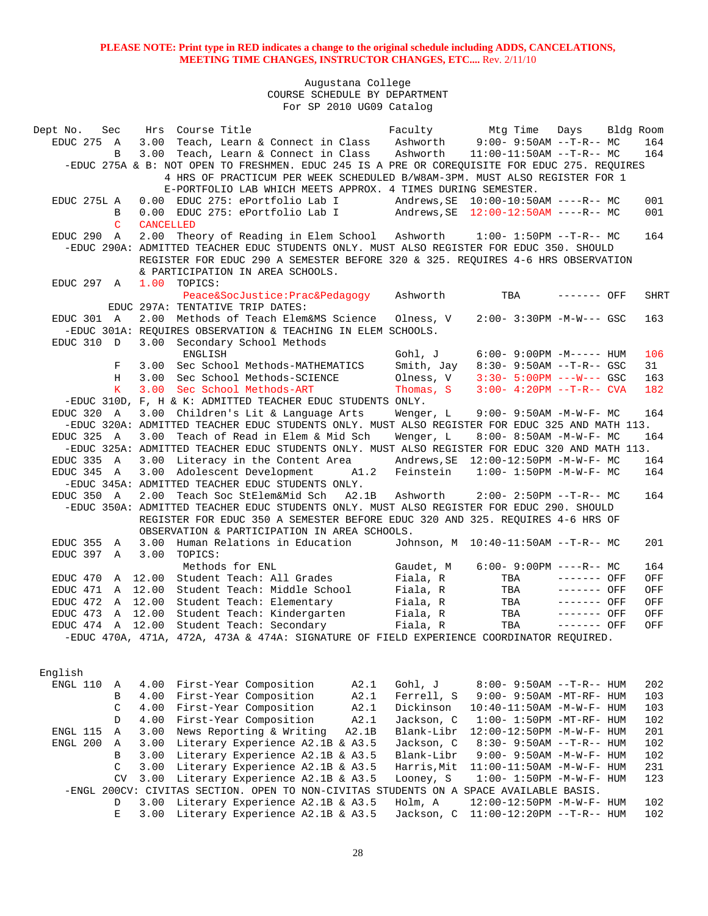**PLEASE NOTE: Print type in RED indicates a change to the original schedule including ADDS, CANCELATIONS, MEETING TIME CHANGES, INSTRUCTOR CHANGES, ETC....** Rev. 2/11/10

Augustana College
COURSE SCHEDULE BY DEPARTMENT
For SP 2010 UG09 Catalog

| Dept | No. | Sec | Hrs | Course Title | Faculty | Mtg Time | Days | Bldg | Room |
|---|---|---|---|---|---|---|---|---|---|
| EDUC | 275 | A | 3.00 | Teach, Learn & Connect in Class | Ashworth | 9:00- 9:50AM | --T-R-- | MC | 164 |
| | | B | 3.00 | Teach, Learn & Connect in Class | Ashworth | 11:00-11:50AM | --T-R-- | MC | 164 |
| -EDUC 275A & B: NOT OPEN TO FRESHMEN. EDUC 245 IS A PRE OR COREQUISITE FOR EDUC 275. REQUIRES 4 HRS OF PRACTICUM PER WEEK SCHEDULED B/W8AM-3PM. MUST ALSO REGISTER FOR 1 E-PORTFOLIO LAB WHICH MEETS APPROX. 4 TIMES DURING SEMESTER. | | | | | | | | | |
| EDUC | 275L | A | 0.00 | EDUC 275: ePortfolio Lab I | Andrews,SE | 10:00-10:50AM | ----R-- | MC | 001 |
| | | B | 0.00 | EDUC 275: ePortfolio Lab I | Andrews,SE | 12:00-12:50AM | ----R-- | MC | 001 |
| | | C | CANCELLED | | | | | | |
| EDUC | 290 | A | 2.00 | Theory of Reading in Elem School | Ashworth | 1:00- 1:50PM | --T-R-- | MC | 164 |
| -EDUC 290A: ADMITTED TEACHER EDUC STUDENTS ONLY. MUST ALSO REGISTER FOR EDUC 350. SHOULD REGISTER FOR EDUC 290 A SEMESTER BEFORE 320 & 325. REQUIRES 4-6 HRS OBSERVATION & PARTICIPATION IN AREA SCHOOLS. | | | | | | | | | |
| EDUC | 297 | A | 1.00 | TOPICS: Peace&SocJustice:Prac&Pedagogy | Ashworth | TBA | ------- | OFF | SHRT |
| EDUC 297A: TENTATIVE TRIP DATES: | | | | | | | | | |
| EDUC | 301 | A | 2.00 | Methods of Teach Elem&MS Science | Olness, V | 2:00- 3:30PM | -M-W--- | GSC | 163 |
| -EDUC 301A: REQUIRES OBSERVATION & TEACHING IN ELEM SCHOOLS. | | | | | | | | | |
| EDUC | 310 | D | 3.00 | Secondary School Methods ENGLISH | Gohl, J | 6:00- 9:00PM | -M----- | HUM | 106 |
| | | F | 3.00 | Sec School Methods-MATHEMATICS | Smith, Jay | 8:30- 9:50AM | --T-R-- | GSC | 31 |
| | | H | 3.00 | Sec School Methods-SCIENCE | Olness, V | 3:30- 5:00PM | ---W--- | GSC | 163 |
| | | K | 3.00 | Sec School Methods-ART | Thomas, S | 3:00- 4:20PM | --T-R-- | CVA | 182 |
| -EDUC 310D, F, H & K: ADMITTED TEACHER EDUC STUDENTS ONLY. | | | | | | | | | |
| EDUC | 320 | A | 3.00 | Children's Lit & Language Arts | Wenger, L | 9:00- 9:50AM | -M-W-F- | MC | 164 |
| -EDUC 320A: ADMITTED TEACHER EDUC STUDENTS ONLY. MUST ALSO REGISTER FOR EDUC 325 AND MATH 113. | | | | | | | | | |
| EDUC | 325 | A | 3.00 | Teach of Read in Elem & Mid Sch | Wenger, L | 8:00- 8:50AM | -M-W-F- | MC | 164 |
| -EDUC 325A: ADMITTED TEACHER EDUC STUDENTS ONLY. MUST ALSO REGISTER FOR EDUC 320 AND MATH 113. | | | | | | | | | |
| EDUC | 335 | A | 3.00 | Literacy in the Content Area | Andrews,SE | 12:00-12:50PM | -M-W-F- | MC | 164 |
| EDUC | 345 | A | 3.00 | Adolescent Development A1.2 | Feinstein | 1:00- 1:50PM | -M-W-F- | MC | 164 |
| -EDUC 345A: ADMITTED TEACHER EDUC STUDENTS ONLY. | | | | | | | | | |
| EDUC | 350 | A | 2.00 | Teach Soc StElem&Mid Sch A2.1B | Ashworth | 2:00- 2:50PM | --T-R-- | MC | 164 |
| -EDUC 350A: ADMITTED TEACHER EDUC STUDENTS ONLY. MUST ALSO REGISTER FOR EDUC 290. SHOULD REGISTER FOR EDUC 350 A SEMESTER BEFORE EDUC 320 AND 325. REQUIRES 4-6 HRS OF OBSERVATION & PARTICIPATION IN AREA SCHOOLS. | | | | | | | | | |
| EDUC | 355 | A | 3.00 | Human Relations in Education | Johnson, M | 10:40-11:50AM | --T-R-- | MC | 201 |
| EDUC | 397 | A | 3.00 | TOPICS: Methods for ENL | Gaudet, M | 6:00- 9:00PM | ----R-- | MC | 164 |
| EDUC | 470 | A | 12.00 | Student Teach: All Grades | Fiala, R | TBA | ------- | OFF | OFF |
| EDUC | 471 | A | 12.00 | Student Teach: Middle School | Fiala, R | TBA | ------- | OFF | OFF |
| EDUC | 472 | A | 12.00 | Student Teach: Elementary | Fiala, R | TBA | ------- | OFF | OFF |
| EDUC | 473 | A | 12.00 | Student Teach: Kindergarten | Fiala, R | TBA | ------- | OFF | OFF |
| EDUC | 474 | A | 12.00 | Student Teach: Secondary | Fiala, R | TBA | ------- | OFF | OFF |
| -EDUC 470A, 471A, 472A, 473A & 474A: SIGNATURE OF FIELD EXPERIENCE COORDINATOR REQUIRED. | | | | | | | | | |

English

| Dept | No. | Sec | Hrs | Course Title | Faculty | Mtg Time | Days | Bldg | Room |
|---|---|---|---|---|---|---|---|---|---|
| ENGL | 110 | A | 4.00 | First-Year Composition A2.1 | Gohl, J | 8:00- 9:50AM | --T-R-- | HUM | 202 |
| | | B | 4.00 | First-Year Composition A2.1 | Ferrell, S | 9:00- 9:50AM | -MT-RF- | HUM | 103 |
| | | C | 4.00 | First-Year Composition A2.1 | Dickinson | 10:40-11:50AM | -M-W-F- | HUM | 103 |
| | | D | 4.00 | First-Year Composition A2.1 | Jackson, C | 1:00- 1:50PM | -MT-RF- | HUM | 102 |
| ENGL | 115 | A | 3.00 | News Reporting & Writing A2.1B | Blank-Libr | 12:00-12:50PM | -M-W-F- | HUM | 201 |
| ENGL | 200 | A | 3.00 | Literary Experience A2.1B & A3.5 | Jackson, C | 8:30- 9:50AM | --T-R-- | HUM | 102 |
| | | B | 3.00 | Literary Experience A2.1B & A3.5 | Blank-Libr | 9:00- 9:50AM | -M-W-F- | HUM | 102 |
| | | C | 3.00 | Literary Experience A2.1B & A3.5 | Harris,Mit | 11:00-11:50AM | -M-W-F- | HUM | 231 |
| | | CV | 3.00 | Literary Experience A2.1B & A3.5 | Looney, S | 1:00- 1:50PM | -M-W-F- | HUM | 123 |
| -ENGL 200CV: CIVITAS SECTION. OPEN TO NON-CIVITAS STUDENTS ON A SPACE AVAILABLE BASIS. | | | | | | | | | |
| | | D | 3.00 | Literary Experience A2.1B & A3.5 | Holm, A | 12:00-12:50PM | -M-W-F- | HUM | 102 |
| | | E | 3.00 | Literary Experience A2.1B & A3.5 | Jackson, C | 11:00-12:20PM | --T-R-- | HUM | 102 |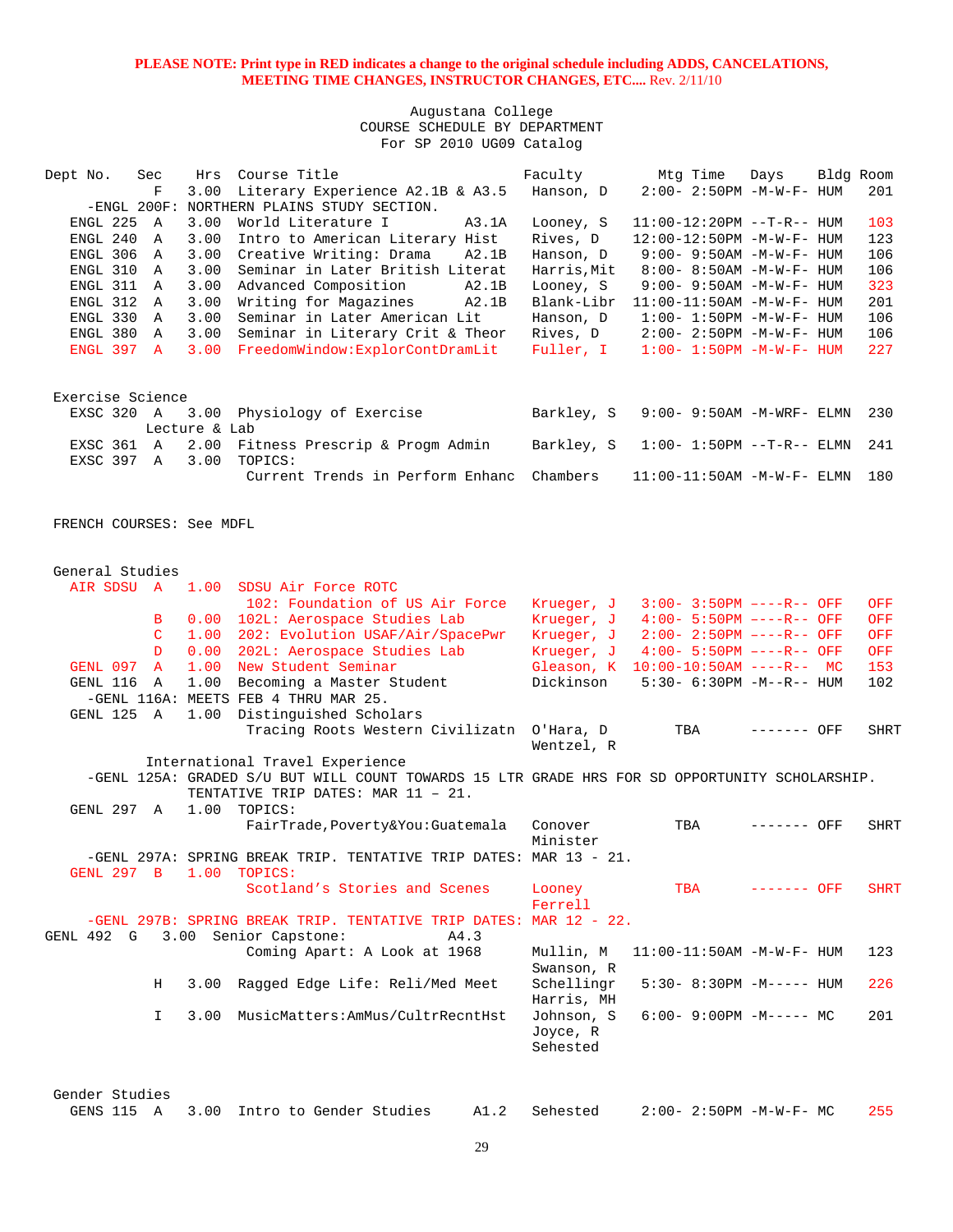**PLEASE NOTE: Print type in RED indicates a change to the original schedule including ADDS, CANCELATIONS, MEETING TIME CHANGES, INSTRUCTOR CHANGES, ETC....** Rev. 2/11/10

Augustana College
COURSE SCHEDULE BY DEPARTMENT
For SP 2010 UG09 Catalog

| Dept No. | Sec | Hrs | Course Title | Faculty | Mtg Time | Days | Bldg | Room |
|---|---|---|---|---|---|---|---|---|
| | F | 3.00 | Literary Experience A2.1B & A3.5 | Hanson, D | 2:00- 2:50PM | -M-W-F- | HUM | 201 |
| -ENGL 200F: NORTHERN PLAINS STUDY SECTION. | | | | | | | | |
| ENGL 225 | A | 3.00 | World Literature I A3.1A | Looney, S | 11:00-12:20PM | --T-R-- | HUM | 103 |
| ENGL 240 | A | 3.00 | Intro to American Literary Hist | Rives, D | 12:00-12:50PM | -M-W-F- | HUM | 123 |
| ENGL 306 | A | 3.00 | Creative Writing: Drama A2.1B | Hanson, D | 9:00- 9:50AM | -M-W-F- | HUM | 106 |
| ENGL 310 | A | 3.00 | Seminar in Later British Literat | Harris,Mit | 8:00- 8:50AM | -M-W-F- | HUM | 106 |
| ENGL 311 | A | 3.00 | Advanced Composition A2.1B | Looney, S | 9:00- 9:50AM | -M-W-F- | HUM | 323 |
| ENGL 312 | A | 3.00 | Writing for Magazines A2.1B | Blank-Libr | 11:00-11:50AM | -M-W-F- | HUM | 201 |
| ENGL 330 | A | 3.00 | Seminar in Later American Lit | Hanson, D | 1:00- 1:50PM | -M-W-F- | HUM | 106 |
| ENGL 380 | A | 3.00 | Seminar in Literary Crit & Theor | Rives, D | 2:00- 2:50PM | -M-W-F- | HUM | 106 |
| ENGL 397 | A | 3.00 | FreedomWindow:ExplorContDramLit | Fuller, I | 1:00- 1:50PM | -M-W-F- | HUM | 227 |

Exercise Science

| Dept No. | Sec | Hrs | Course Title | Faculty | Mtg Time | Days | Bldg | Room |
|---|---|---|---|---|---|---|---|---|
| EXSC 320 | A | 3.00 | Physiology of Exercise | Barkley, S | 9:00- 9:50AM | -M-WRF- | ELMN | 230 |
| | | | Lecture & Lab | | | | | |
| EXSC 361 | A | 2.00 | Fitness Prescrip & Progm Admin | Barkley, S | 1:00- 1:50PM | --T-R-- | ELMN | 241 |
| EXSC 397 | A | 3.00 | TOPICS: | | | | | |
| | | | Current Trends in Perform Enhanc | Chambers | 11:00-11:50AM | -M-W-F- | ELMN | 180 |

FRENCH COURSES: See MDFL

General Studies

| Dept No. | Sec | Hrs | Course Title | Faculty | Mtg Time | Days | Bldg | Room |
|---|---|---|---|---|---|---|---|---|
| AIR SDSU | A | 1.00 | SDSU Air Force ROTC | | | | | |
| | | | 102: Foundation of US Air Force | Krueger, J | 3:00- 3:50PM | ----R-- | OFF | OFF |
| | B | 0.00 | 102L: Aerospace Studies Lab | Krueger, J | 4:00- 5:50PM | ----R-- | OFF | OFF |
| | C | 1.00 | 202: Evolution USAF/Air/SpacePwr | Krueger, J | 2:00- 2:50PM | ----R-- | OFF | OFF |
| | D | 0.00 | 202L: Aerospace Studies Lab | Krueger, J | 4:00- 5:50PM | ----R-- | OFF | OFF |
| GENL 097 | A | 1.00 | New Student Seminar | Gleason, K | 10:00-10:50AM | ----R-- | MC | 153 |
| GENL 116 | A | 1.00 | Becoming a Master Student | Dickinson | 5:30- 6:30PM | -M--R-- | HUM | 102 |
| -GENL 116A: MEETS FEB 4 THRU MAR 25. | | | | | | | | |
| GENL 125 | A | 1.00 | Distinguished Scholars | | | | | |
| | | | Tracing Roots Western Civilizatn | O'Hara, D; Wentzel, R | TBA | ------- | OFF | SHRT |
| | | | International Travel Experience | | | | | |
| -GENL 125A: GRADED S/U BUT WILL COUNT TOWARDS 15 LTR GRADE HRS FOR SD OPPORTUNITY SCHOLARSHIP. TENTATIVE TRIP DATES: MAR 11 – 21. | | | | | | | | |
| GENL 297 | A | 1.00 | TOPICS: | | | | | |
| | | | FairTrade,Poverty&You:Guatemala | Conover; Minister | TBA | ------- | OFF | SHRT |
| -GENL 297A: SPRING BREAK TRIP. TENTATIVE TRIP DATES: MAR 13 - 21. | | | | | | | | |
| GENL 297 | B | 1.00 | TOPICS: | | | | | |
| | | | Scotland's Stories and Scenes | Looney; Ferrell | TBA | ------- | OFF | SHRT |
| -GENL 297B: SPRING BREAK TRIP. TENTATIVE TRIP DATES: MAR 12 - 22. | | | | | | | | |
| GENL 492 | G | 3.00 | Senior Capstone: A4.3 | | | | | |
| | | | Coming Apart: A Look at 1968 | Mullin, M; Swanson, R | 11:00-11:50AM | -M-W-F- | HUM | 123 |
| | H | 3.00 | Ragged Edge Life: Reli/Med Meet | Schellingr; Harris, MH | 5:30- 8:30PM | -M----- | HUM | 226 |
| | I | 3.00 | MusicMatters:AmMus/CultrRecntHst | Johnson, S; Joyce, R; Sehested | 6:00- 9:00PM | -M----- | MC | 201 |

Gender Studies

| Dept No. | Sec | Hrs | Course Title | Faculty | Mtg Time | Days | Bldg | Room |
|---|---|---|---|---|---|---|---|---|
| GENS 115 | A | 3.00 | Intro to Gender Studies A1.2 | Sehested | 2:00- 2:50PM | -M-W-F- | MC | 255 |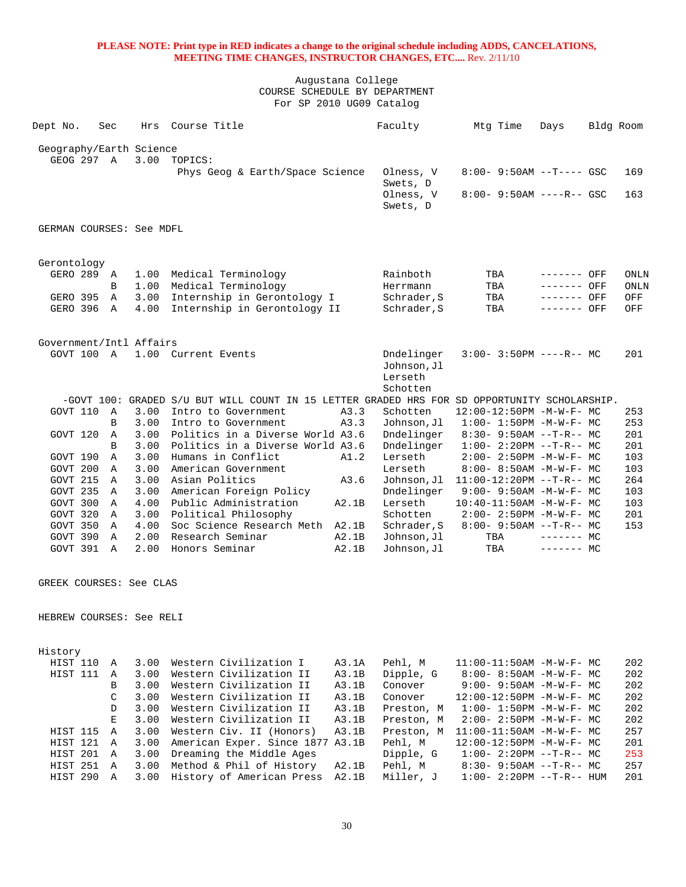**PLEASE NOTE: Print type in RED indicates a change to the original schedule including ADDS, CANCELATIONS, MEETING TIME CHANGES, INSTRUCTOR CHANGES, ETC....** Rev. 2/11/10

Augustana College
COURSE SCHEDULE BY DEPARTMENT
For SP 2010 UG09 Catalog

| Dept No. | Sec | Hrs | Course Title | | Faculty | Mtg Time | Days | Bldg | Room |
|---|---|---|---|---|---|---|---|---|---|
| **Geography/Earth Science** | | | | | | | | | |
| GEOG 297 | A | 3.00 | TOPICS: Phys Geog & Earth/Space Science | | Olness, V; Swets, D | 8:00- 9:50AM | --T---- | GSC | 169 |
| | | | | | Olness, V; Swets, D | 8:00- 9:50AM | ----R-- | GSC | 163 |
| **GERMAN COURSES: See MDFL** | | | | | | | | | |
| **Gerontology** | | | | | | | | | |
| GERO 289 | A | 1.00 | Medical Terminology | | Rainboth | TBA | ------- | OFF | ONLN |
| | B | 1.00 | Medical Terminology | | Herrmann | TBA | ------- | OFF | ONLN |
| GERO 395 | A | 3.00 | Internship in Gerontology I | | Schrader,S | TBA | ------- | OFF | OFF |
| GERO 396 | A | 4.00 | Internship in Gerontology II | | Schrader,S | TBA | ------- | OFF | OFF |
| **Government/Intl Affairs** | | | | | | | | | |
| GOVT 100 | A | 1.00 | Current Events | | Dndelinger; Johnson,Jl; Lerseth; Schotten | 3:00- 3:50PM | ----R-- | MC | 201 |
| -GOVT 100: GRADED S/U BUT WILL COUNT IN 15 LETTER GRADED HRS FOR SD OPPORTUNITY SCHOLARSHIP. | | | | | | | | | |
| GOVT 110 | A | 3.00 | Intro to Government | A3.3 | Schotten | 12:00-12:50PM | -M-W-F- | MC | 253 |
| | B | 3.00 | Intro to Government | A3.3 | Johnson,Jl | 1:00- 1:50PM | -M-W-F- | MC | 253 |
| GOVT 120 | A | 3.00 | Politics in a Diverse World | A3.6 | Dndelinger | 8:30- 9:50AM | --T-R-- | MC | 201 |
| | B | 3.00 | Politics in a Diverse World | A3.6 | Dndelinger | 1:00- 2:20PM | --T-R-- | MC | 201 |
| GOVT 190 | A | 3.00 | Humans in Conflict | A1.2 | Lerseth | 2:00- 2:50PM | -M-W-F- | MC | 103 |
| GOVT 200 | A | 3.00 | American Government | | Lerseth | 8:00- 8:50AM | -M-W-F- | MC | 103 |
| GOVT 215 | A | 3.00 | Asian Politics | A3.6 | Johnson,Jl | 11:00-12:20PM | --T-R-- | MC | 264 |
| GOVT 235 | A | 3.00 | American Foreign Policy | | Dndelinger | 9:00- 9:50AM | -M-W-F- | MC | 103 |
| GOVT 300 | A | 4.00 | Public Administration | A2.1B | Lerseth | 10:40-11:50AM | -M-W-F- | MC | 103 |
| GOVT 320 | A | 3.00 | Political Philosophy | | Schotten | 2:00- 2:50PM | -M-W-F- | MC | 201 |
| GOVT 350 | A | 4.00 | Soc Science Research Meth | A2.1B | Schrader,S | 8:00- 9:50AM | --T-R-- | MC | 153 |
| GOVT 390 | A | 2.00 | Research Seminar | A2.1B | Johnson,Jl | TBA | ------- | MC | |
| GOVT 391 | A | 2.00 | Honors Seminar | A2.1B | Johnson,Jl | TBA | ------- | MC | |
| **GREEK COURSES: See CLAS** | | | | | | | | | |
| **HEBREW COURSES: See RELI** | | | | | | | | | |
| **History** | | | | | | | | | |
| HIST 110 | A | 3.00 | Western Civilization I | A3.1A | Pehl, M | 11:00-11:50AM | -M-W-F- | MC | 202 |
| HIST 111 | A | 3.00 | Western Civilization II | A3.1B | Dipple, G | 8:00- 8:50AM | -M-W-F- | MC | 202 |
| | B | 3.00 | Western Civilization II | A3.1B | Conover | 9:00- 9:50AM | -M-W-F- | MC | 202 |
| | C | 3.00 | Western Civilization II | A3.1B | Conover | 12:00-12:50PM | -M-W-F- | MC | 202 |
| | D | 3.00 | Western Civilization II | A3.1B | Preston, M | 1:00- 1:50PM | -M-W-F- | MC | 202 |
| | E | 3.00 | Western Civilization II | A3.1B | Preston, M | 2:00- 2:50PM | -M-W-F- | MC | 202 |
| HIST 115 | A | 3.00 | Western Civ. II (Honors) | A3.1B | Preston, M | 11:00-11:50AM | -M-W-F- | MC | 257 |
| HIST 121 | A | 3.00 | American Exper. Since 1877 | A3.1B | Pehl, M | 12:00-12:50PM | -M-W-F- | MC | 201 |
| HIST 201 | A | 3.00 | Dreaming the Middle Ages | | Dipple, G | 1:00- 2:20PM | --T-R-- | MC | 253 |
| HIST 251 | A | 3.00 | Method & Phil of History | A2.1B | Pehl, M | 8:30- 9:50AM | --T-R-- | MC | 257 |
| HIST 290 | A | 3.00 | History of American Press | A2.1B | Miller, J | 1:00- 2:20PM | --T-R-- | HUM | 201 |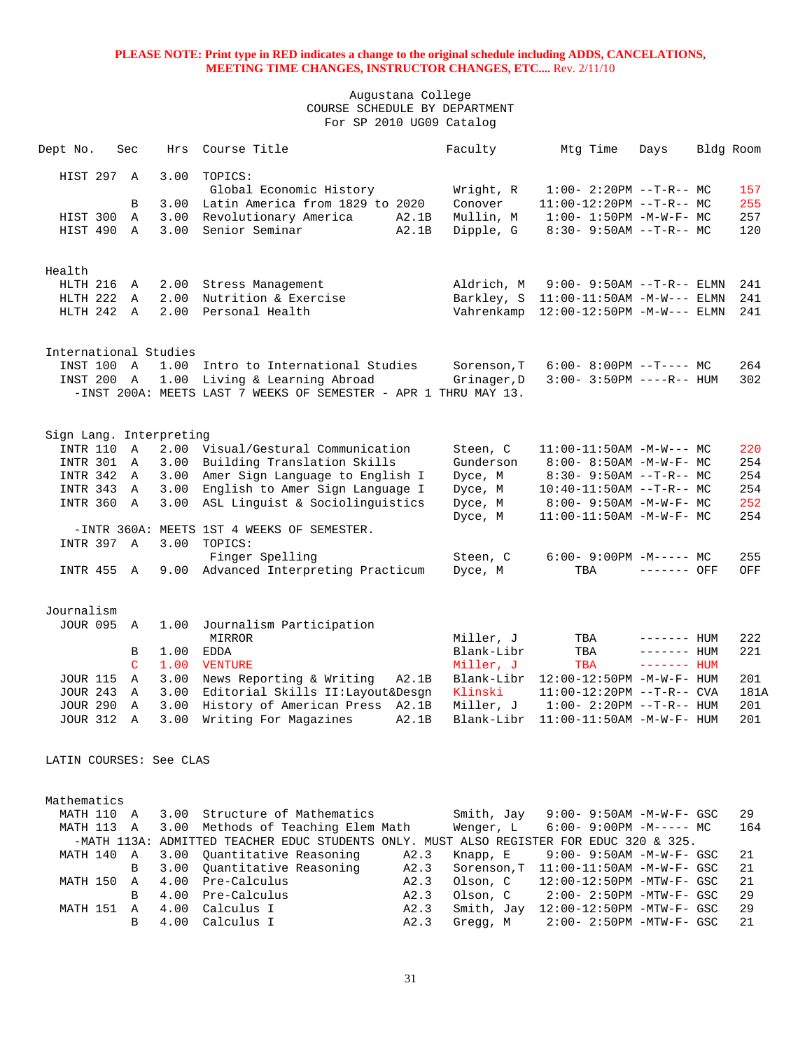**PLEASE NOTE: Print type in RED indicates a change to the original schedule including ADDS, CANCELATIONS, MEETING TIME CHANGES, INSTRUCTOR CHANGES, ETC....** Rev. 2/11/10

Augustana College
COURSE SCHEDULE BY DEPARTMENT
For SP 2010 UG09 Catalog

| Dept No. | Sec | Hrs | Course Title | | Faculty | Mtg Time | Days | Bldg | Room |
|---|---|---|---|---|---|---|---|---|---|
| HIST 297 | A | 3.00 | TOPICS: | | | | | | |
| | | | Global Economic History | | Wright, R | 1:00- 2:20PM | --T-R-- | MC | 157 |
| | B | 3.00 | Latin America from 1829 to 2020 | | Conover | 11:00-12:20PM | --T-R-- | MC | 255 |
| HIST 300 | A | 3.00 | Revolutionary America | A2.1B | Mullin, M | 1:00- 1:50PM | -M-W-F- | MC | 257 |
| HIST 490 | A | 3.00 | Senior Seminar | A2.1B | Dipple, G | 8:30- 9:50AM | --T-R-- | MC | 120 |
| **Health** | | | | | | | | | |
| HLTH 216 | A | 2.00 | Stress Management | | Aldrich, M | 9:00- 9:50AM | --T-R-- | ELMN | 241 |
| HLTH 222 | A | 2.00 | Nutrition & Exercise | | Barkley, S | 11:00-11:50AM | -M-W--- | ELMN | 241 |
| HLTH 242 | A | 2.00 | Personal Health | | Vahrenkamp | 12:00-12:50PM | -M-W--- | ELMN | 241 |
| **International Studies** | | | | | | | | | |
| INST 100 | A | 1.00 | Intro to International Studies | | Sorenson,T | 6:00- 8:00PM | --T---- | MC | 264 |
| INST 200 | A | 1.00 | Living & Learning Abroad | | Grinager,D | 3:00- 3:50PM | ----R-- | HUM | 302 |
| | | | -INST 200A: MEETS LAST 7 WEEKS OF SEMESTER - APR 1 THRU MAY 13. | | | | | | |
| **Sign Lang. Interpreting** | | | | | | | | | |
| INTR 110 | A | 2.00 | Visual/Gestural Communication | | Steen, C | 11:00-11:50AM | -M-W--- | MC | 220 |
| INTR 301 | A | 3.00 | Building Translation Skills | | Gunderson | 8:00- 8:50AM | -M-W-F- | MC | 254 |
| INTR 342 | A | 3.00 | Amer Sign Language to English I | | Dyce, M | 8:30- 9:50AM | --T-R-- | MC | 254 |
| INTR 343 | A | 3.00 | English to Amer Sign Language I | | Dyce, M | 10:40-11:50AM | --T-R-- | MC | 254 |
| INTR 360 | A | 3.00 | ASL Linguist & Sociolinguistics | | Dyce, M | 8:00- 9:50AM | -M-W-F- | MC | 252 |
| | | | | | Dyce, M | 11:00-11:50AM | -M-W-F- | MC | 254 |
| | | | -INTR 360A: MEETS 1ST 4 WEEKS OF SEMESTER. | | | | | | |
| INTR 397 | A | 3.00 | TOPICS: | | | | | | |
| | | | Finger Spelling | | Steen, C | 6:00- 9:00PM | -M----- | MC | 255 |
| INTR 455 | A | 9.00 | Advanced Interpreting Practicum | | Dyce, M | TBA | ------- | OFF | OFF |
| **Journalism** | | | | | | | | | |
| JOUR 095 | A | 1.00 | Journalism Participation | | | | | | |
| | | | MIRROR | | Miller, J | TBA | ------- | HUM | 222 |
| | B | 1.00 | EDDA | | Blank-Libr | TBA | ------- | HUM | 221 |
| | C | 1.00 | VENTURE | | Miller, J | TBA | ------- | HUM | |
| JOUR 115 | A | 3.00 | News Reporting & Writing | A2.1B | Blank-Libr | 12:00-12:50PM | -M-W-F- | HUM | 201 |
| JOUR 243 | A | 3.00 | Editorial Skills II:Layout&Desgn | | Klinski | 11:00-12:20PM | --T-R-- | CVA | 181A |
| JOUR 290 | A | 3.00 | History of American Press | A2.1B | Miller, J | 1:00- 2:20PM | --T-R-- | HUM | 201 |
| JOUR 312 | A | 3.00 | Writing For Magazines | A2.1B | Blank-Libr | 11:00-11:50AM | -M-W-F- | HUM | 201 |
| **LATIN COURSES: See CLAS** | | | | | | | | | |
| **Mathematics** | | | | | | | | | |
| MATH 110 | A | 3.00 | Structure of Mathematics | | Smith, Jay | 9:00- 9:50AM | -M-W-F- | GSC | 29 |
| MATH 113 | A | 3.00 | Methods of Teaching Elem Math | | Wenger, L | 6:00- 9:00PM | -M----- | MC | 164 |
| | | | -MATH 113A: ADMITTED TEACHER EDUC STUDENTS ONLY. MUST ALSO REGISTER FOR EDUC 320 & 325. | | | | | | |
| MATH 140 | A | 3.00 | Quantitative Reasoning | A2.3 | Knapp, E | 9:00- 9:50AM | -M-W-F- | GSC | 21 |
| | B | 3.00 | Quantitative Reasoning | A2.3 | Sorenson,T | 11:00-11:50AM | -M-W-F- | GSC | 21 |
| MATH 150 | A | 4.00 | Pre-Calculus | A2.3 | Olson, C | 12:00-12:50PM | -MTW-F- | GSC | 21 |
| | B | 4.00 | Pre-Calculus | A2.3 | Olson, C | 2:00- 2:50PM | -MTW-F- | GSC | 29 |
| MATH 151 | A | 4.00 | Calculus I | A2.3 | Smith, Jay | 12:00-12:50PM | -MTW-F- | GSC | 29 |
| | B | 4.00 | Calculus I | A2.3 | Gregg, M | 2:00- 2:50PM | -MTW-F- | GSC | 21 |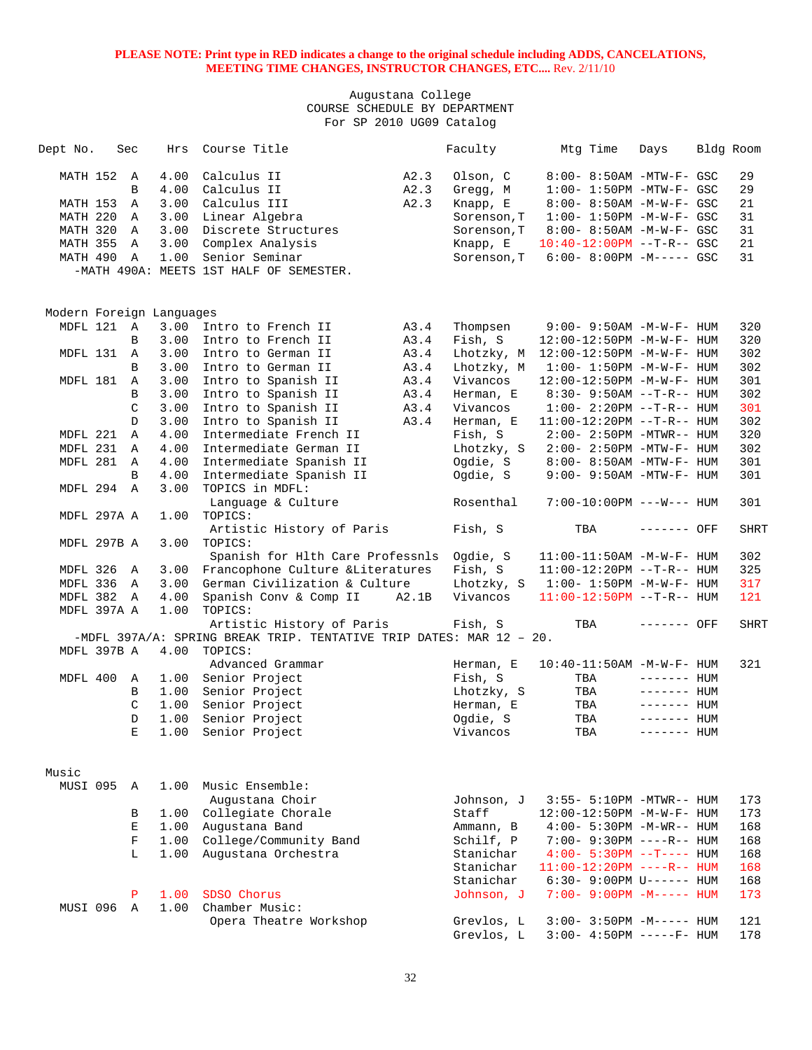**PLEASE NOTE: Print type in RED indicates a change to the original schedule including ADDS, CANCELATIONS, MEETING TIME CHANGES, INSTRUCTOR CHANGES, ETC....** Rev. 2/11/10

Augustana College
COURSE SCHEDULE BY DEPARTMENT
For SP 2010 UG09 Catalog

| Dept No. | Sec | Hrs | Course Title | | Faculty | Mtg Time | Days | Bldg | Room |
|---|---|---|---|---|---|---|---|---|---|
| MATH 152 | A | 4.00 | Calculus II | A2.3 | Olson, C | 8:00- 8:50AM | -MTW-F- | GSC | 29 |
| | B | 4.00 | Calculus II | A2.3 | Gregg, M | 1:00- 1:50PM | -MTW-F- | GSC | 29 |
| MATH 153 | A | 3.00 | Calculus III | A2.3 | Knapp, E | 8:00- 8:50AM | -M-W-F- | GSC | 21 |
| MATH 220 | A | 3.00 | Linear Algebra | | Sorenson,T | 1:00- 1:50PM | -M-W-F- | GSC | 31 |
| MATH 320 | A | 3.00 | Discrete Structures | | Sorenson,T | 8:00- 8:50AM | -M-W-F- | GSC | 31 |
| MATH 355 | A | 3.00 | Complex Analysis | | Knapp, E | 10:40-12:00PM | --T-R-- | GSC | 21 |
| MATH 490 | A | 1.00 | Senior Seminar | | Sorenson,T | 6:00- 8:00PM | -M----- | GSC | 31 |

-MATH 490A: MEETS 1ST HALF OF SEMESTER.

Modern Foreign Languages

| Dept No. | Sec | Hrs | Course Title | | Faculty | Mtg Time | Days | Bldg | Room |
|---|---|---|---|---|---|---|---|---|---|
| MDFL 121 | A | 3.00 | Intro to French II | A3.4 | Thompsen | 9:00- 9:50AM | -M-W-F- | HUM | 320 |
| | B | 3.00 | Intro to French II | A3.4 | Fish, S | 12:00-12:50PM | -M-W-F- | HUM | 320 |
| MDFL 131 | A | 3.00 | Intro to German II | A3.4 | Lhotzky, M | 12:00-12:50PM | -M-W-F- | HUM | 302 |
| | B | 3.00 | Intro to German II | A3.4 | Lhotzky, M | 1:00- 1:50PM | -M-W-F- | HUM | 302 |
| MDFL 181 | A | 3.00 | Intro to Spanish II | A3.4 | Vivancos | 12:00-12:50PM | -M-W-F- | HUM | 301 |
| | B | 3.00 | Intro to Spanish II | A3.4 | Herman, E | 8:30- 9:50AM | --T-R-- | HUM | 302 |
| | C | 3.00 | Intro to Spanish II | A3.4 | Vivancos | 1:00- 2:20PM | --T-R-- | HUM | 301 |
| | D | 3.00 | Intro to Spanish II | A3.4 | Herman, E | 11:00-12:20PM | --T-R-- | HUM | 302 |
| MDFL 221 | A | 4.00 | Intermediate French II | | Fish, S | 2:00- 2:50PM | -MTWR-- | HUM | 320 |
| MDFL 231 | A | 4.00 | Intermediate German II | | Lhotzky, S | 2:00- 2:50PM | -MTW-F- | HUM | 302 |
| MDFL 281 | A | 4.00 | Intermediate Spanish II | | Ogdie, S | 8:00- 8:50AM | -MTW-F- | HUM | 301 |
| | B | 4.00 | Intermediate Spanish II | | Ogdie, S | 9:00- 9:50AM | -MTW-F- | HUM | 301 |
| MDFL 294 | A | 3.00 | TOPICS in MDFL: Language & Culture | | Rosenthal | 7:00-10:00PM | ---W--- | HUM | 301 |
| MDFL 297A | A | 1.00 | TOPICS: Artistic History of Paris | | Fish, S | TBA | ------- | OFF | SHRT |
| MDFL 297B | A | 3.00 | TOPICS: Spanish for Hlth Care Professnls | | Ogdie, S | 11:00-11:50AM | -M-W-F- | HUM | 302 |
| MDFL 326 | A | 3.00 | Francophone Culture &Literatures | | Fish, S | 11:00-12:20PM | --T-R-- | HUM | 325 |
| MDFL 336 | A | 3.00 | German Civilization & Culture | | Lhotzky, S | 1:00- 1:50PM | -M-W-F- | HUM | 317 |
| MDFL 382 | A | 4.00 | Spanish Conv & Comp II | A2.1B | Vivancos | 11:00-12:50PM | --T-R-- | HUM | 121 |
| MDFL 397A | A | 1.00 | TOPICS: Artistic History of Paris | | Fish, S | TBA | ------- | OFF | SHRT |

-MDFL 397A/A: SPRING BREAK TRIP. TENTATIVE TRIP DATES: MAR 12 – 20.

| Dept No. | Sec | Hrs | Course Title | | Faculty | Mtg Time | Days | Bldg | Room |
|---|---|---|---|---|---|---|---|---|---|
| MDFL 397B | A | 4.00 | TOPICS: Advanced Grammar | | Herman, E | 10:40-11:50AM | -M-W-F- | HUM | 321 |
| MDFL 400 | A | 1.00 | Senior Project | | Fish, S | TBA | ------- | HUM | |
| | B | 1.00 | Senior Project | | Lhotzky, S | TBA | ------- | HUM | |
| | C | 1.00 | Senior Project | | Herman, E | TBA | ------- | HUM | |
| | D | 1.00 | Senior Project | | Ogdie, S | TBA | ------- | HUM | |
| | E | 1.00 | Senior Project | | Vivancos | TBA | ------- | HUM | |

Music

| Dept No. | Sec | Hrs | Course Title | | Faculty | Mtg Time | Days | Bldg | Room |
|---|---|---|---|---|---|---|---|---|---|
| MUSI 095 | A | 1.00 | Music Ensemble: Augustana Choir | | Johnson, J | 3:55- 5:10PM | -MTWR-- | HUM | 173 |
| | B | 1.00 | Collegiate Chorale | | Staff | 12:00-12:50PM | -M-W-F- | HUM | 173 |
| | E | 1.00 | Augustana Band | | Ammann, B | 4:00- 5:30PM | -M-WR-- | HUM | 168 |
| | F | 1.00 | College/Community Band | | Schilf, P | 7:00- 9:30PM | ----R-- | HUM | 168 |
| | L | 1.00 | Augustana Orchestra | | Stanichar | 4:00- 5:30PM | --T---- | HUM | 168 |
| | | | | | Stanichar | 11:00-12:20PM | ----R-- | HUM | 168 |
| | | | | | Stanichar | 6:30- 9:00PM | U------ | HUM | 168 |
| | P | 1.00 | SDSO Chorus | | Johnson, J | 7:00- 9:00PM | -M----- | HUM | 173 |
| MUSI 096 | A | 1.00 | Chamber Music: Opera Theatre Workshop | | Grevlos, L | 3:00- 3:50PM | -M----- | HUM | 121 |
| | | | | | Grevlos, L | 3:00- 4:50PM | -----F- | HUM | 178 |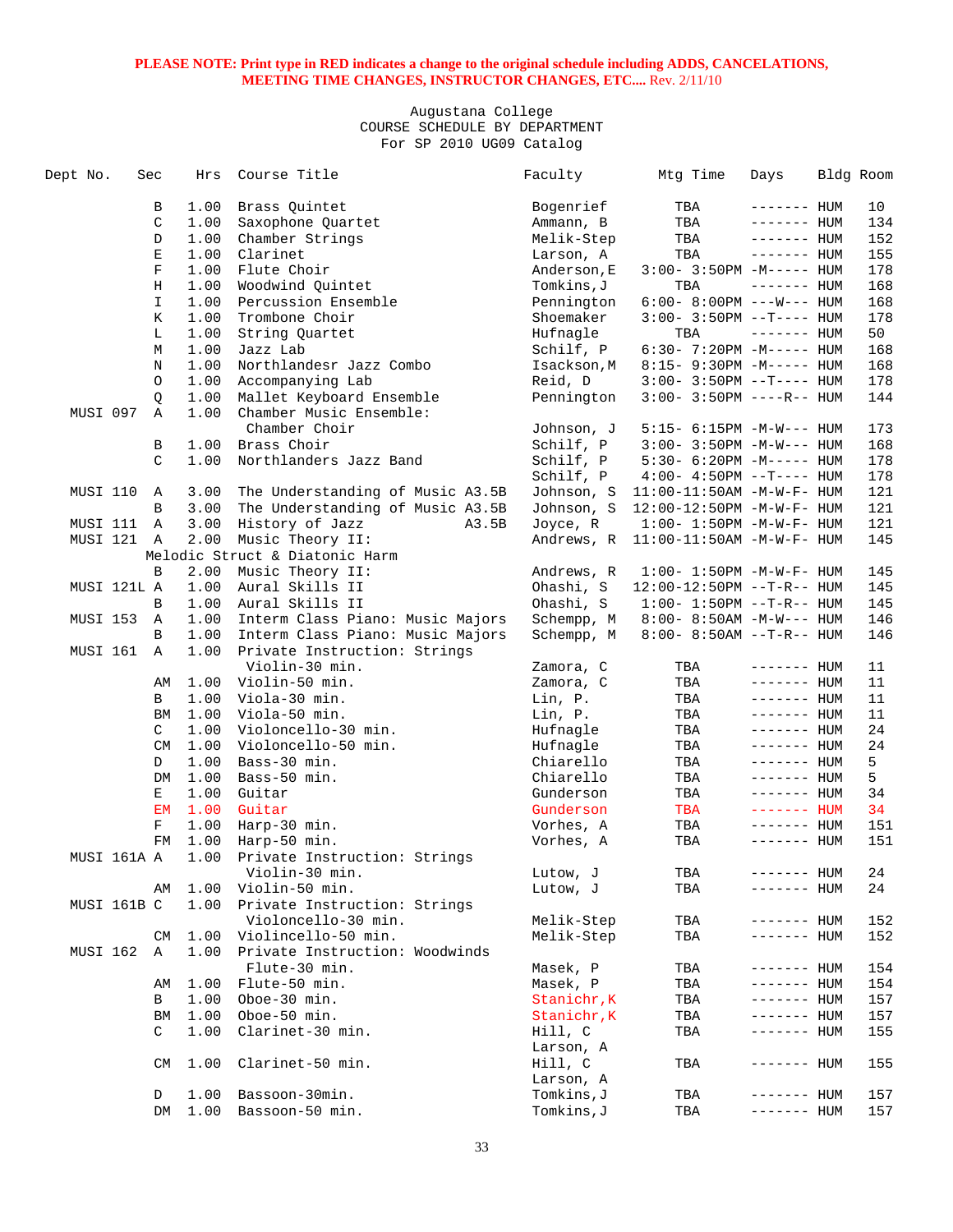**PLEASE NOTE: Print type in RED indicates a change to the original schedule including ADDS, CANCELATIONS, MEETING TIME CHANGES, INSTRUCTOR CHANGES, ETC....** Rev. 2/11/10

Augustana College
COURSE SCHEDULE BY DEPARTMENT
For SP 2010 UG09 Catalog

| Dept No. | Sec | Hrs | Course Title | Faculty | Mtg Time | Days | Bldg | Room |
|---|---|---|---|---|---|---|---|---|
| | B | 1.00 | Brass Quintet | Bogenrief | TBA | ------- | HUM | 10 |
| | C | 1.00 | Saxophone Quartet | Ammann, B | TBA | ------- | HUM | 134 |
| | D | 1.00 | Chamber Strings | Melik-Step | TBA | ------- | HUM | 152 |
| | E | 1.00 | Clarinet | Larson, A | TBA | ------- | HUM | 155 |
| | F | 1.00 | Flute Choir | Anderson,E | 3:00- 3:50PM | -M----- | HUM | 178 |
| | H | 1.00 | Woodwind Quintet | Tomkins,J | TBA | ------- | HUM | 168 |
| | I | 1.00 | Percussion Ensemble | Pennington | 6:00- 8:00PM | ---W--- | HUM | 168 |
| | K | 1.00 | Trombone Choir | Shoemaker | 3:00- 3:50PM | --T---- | HUM | 178 |
| | L | 1.00 | String Quartet | Hufnagle | TBA | ------- | HUM | 50 |
| | M | 1.00 | Jazz Lab | Schilf, P | 6:30- 7:20PM | -M----- | HUM | 168 |
| | N | 1.00 | Northlandesr Jazz Combo | Isackson,M | 8:15- 9:30PM | -M----- | HUM | 168 |
| | O | 1.00 | Accompanying Lab | Reid, D | 3:00- 3:50PM | --T---- | HUM | 178 |
| | Q | 1.00 | Mallet Keyboard Ensemble | Pennington | 3:00- 3:50PM | ----R-- | HUM | 144 |
| MUSI 097 | A | 1.00 | Chamber Music Ensemble: Chamber Choir | Johnson, J | 5:15- 6:15PM | -M-W--- | HUM | 173 |
| | B | 1.00 | Brass Choir | Schilf, P | 3:00- 3:50PM | -M-W--- | HUM | 168 |
| | C | 1.00 | Northlanders Jazz Band | Schilf, P | 5:30- 6:20PM | -M----- | HUM | 178 |
| | | | | Schilf, P | 4:00- 4:50PM | --T---- | HUM | 178 |
| MUSI 110 | A | 3.00 | The Understanding of Music A3.5B | Johnson, S | 11:00-11:50AM | -M-W-F- | HUM | 121 |
| | B | 3.00 | The Understanding of Music A3.5B | Johnson, S | 12:00-12:50PM | -M-W-F- | HUM | 121 |
| MUSI 111 | A | 3.00 | History of Jazz A3.5B | Joyce, R | 1:00- 1:50PM | -M-W-F- | HUM | 121 |
| MUSI 121 | A | 2.00 | Music Theory II: Melodic Struct & Diatonic Harm | Andrews, R | 11:00-11:50AM | -M-W-F- | HUM | 145 |
| | B | 2.00 | Music Theory II: | Andrews, R | 1:00- 1:50PM | -M-W-F- | HUM | 145 |
| MUSI 121L | A | 1.00 | Aural Skills II | Ohashi, S | 12:00-12:50PM | --T-R-- | HUM | 145 |
| | B | 1.00 | Aural Skills II | Ohashi, S | 1:00- 1:50PM | --T-R-- | HUM | 145 |
| MUSI 153 | A | 1.00 | Interm Class Piano: Music Majors | Schempp, M | 8:00- 8:50AM | -M-W--- | HUM | 146 |
| | B | 1.00 | Interm Class Piano: Music Majors | Schempp, M | 8:00- 8:50AM | --T-R-- | HUM | 146 |
| MUSI 161 | A | 1.00 | Private Instruction: Strings Violin-30 min. | Zamora, C | TBA | ------- | HUM | 11 |
| | AM | 1.00 | Violin-50 min. | Zamora, C | TBA | ------- | HUM | 11 |
| | B | 1.00 | Viola-30 min. | Lin, P. | TBA | ------- | HUM | 11 |
| | BM | 1.00 | Viola-50 min. | Lin, P. | TBA | ------- | HUM | 11 |
| | C | 1.00 | Violoncello-30 min. | Hufnagle | TBA | ------- | HUM | 24 |
| | CM | 1.00 | Violoncello-50 min. | Hufnagle | TBA | ------- | HUM | 24 |
| | D | 1.00 | Bass-30 min. | Chiarello | TBA | ------- | HUM | 5 |
| | DM | 1.00 | Bass-50 min. | Chiarello | TBA | ------- | HUM | 5 |
| | E | 1.00 | Guitar | Gunderson | TBA | ------- | HUM | 34 |
| | EM | 1.00 | Guitar | Gunderson | TBA | ------- | HUM | 34 |
| | F | 1.00 | Harp-30 min. | Vorhes, A | TBA | ------- | HUM | 151 |
| | FM | 1.00 | Harp-50 min. | Vorhes, A | TBA | ------- | HUM | 151 |
| MUSI 161A | A | 1.00 | Private Instruction: Strings Violin-30 min. | Lutow, J | TBA | ------- | HUM | 24 |
| | AM | 1.00 | Violin-50 min. | Lutow, J | TBA | ------- | HUM | 24 |
| MUSI 161B | C | 1.00 | Private Instruction: Strings Violoncello-30 min. | Melik-Step | TBA | ------- | HUM | 152 |
| | CM | 1.00 | Violincello-50 min. | Melik-Step | TBA | ------- | HUM | 152 |
| MUSI 162 | A | 1.00 | Private Instruction: Woodwinds Flute-30 min. | Masek, P | TBA | ------- | HUM | 154 |
| | AM | 1.00 | Flute-50 min. | Masek, P | TBA | ------- | HUM | 154 |
| | B | 1.00 | Oboe-30 min. | Stanichr,K | TBA | ------- | HUM | 157 |
| | BM | 1.00 | Oboe-50 min. | Stanichr,K | TBA | ------- | HUM | 157 |
| | C | 1.00 | Clarinet-30 min. | Hill, C<br>Larson, A | TBA | ------- | HUM | 155 |
| | CM | 1.00 | Clarinet-50 min. | Hill, C<br>Larson, A | TBA | ------- | HUM | 155 |
| | D | 1.00 | Bassoon-30min. | Tomkins,J | TBA | ------- | HUM | 157 |
| | DM | 1.00 | Bassoon-50 min. | Tomkins,J | TBA | ------- | HUM | 157 |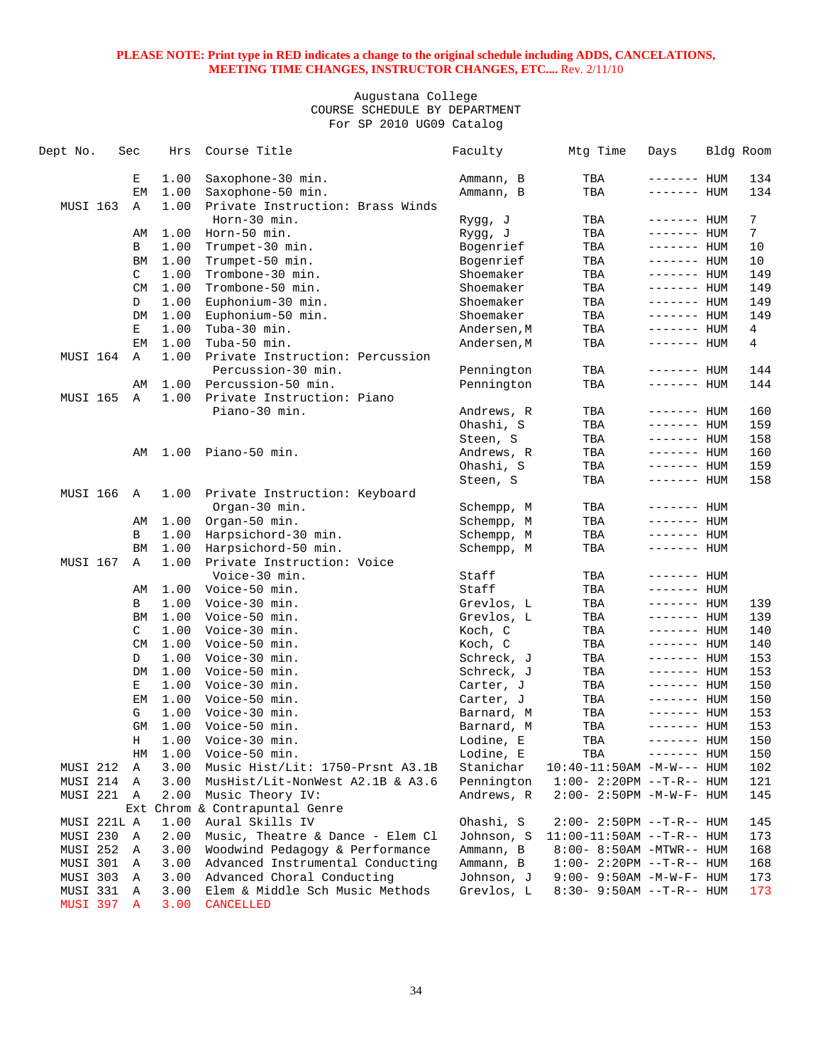**PLEASE NOTE: Print type in RED indicates a change to the original schedule including ADDS, CANCELATIONS, MEETING TIME CHANGES, INSTRUCTOR CHANGES, ETC....** Rev. 2/11/10

Augustana College
COURSE SCHEDULE BY DEPARTMENT
For SP 2010 UG09 Catalog

| Dept No. | Sec | Hrs | Course Title | Faculty | Mtg Time | Days | Bldg | Room |
|---|---|---|---|---|---|---|---|---|
| | E | 1.00 | Saxophone-30 min. | Ammann, B | TBA | ------- | HUM | 134 |
| | EM | 1.00 | Saxophone-50 min. | Ammann, B | TBA | ------- | HUM | 134 |
| MUSI 163 | A | 1.00 | Private Instruction: Brass Winds | | | | | |
| | | | Horn-30 min. | Rygg, J | TBA | ------- | HUM | 7 |
| | AM | 1.00 | Horn-50 min. | Rygg, J | TBA | ------- | HUM | 7 |
| | B | 1.00 | Trumpet-30 min. | Bogenrief | TBA | ------- | HUM | 10 |
| | BM | 1.00 | Trumpet-50 min. | Bogenrief | TBA | ------- | HUM | 10 |
| | C | 1.00 | Trombone-30 min. | Shoemaker | TBA | ------- | HUM | 149 |
| | CM | 1.00 | Trombone-50 min. | Shoemaker | TBA | ------- | HUM | 149 |
| | D | 1.00 | Euphonium-30 min. | Shoemaker | TBA | ------- | HUM | 149 |
| | DM | 1.00 | Euphonium-50 min. | Shoemaker | TBA | ------- | HUM | 149 |
| | E | 1.00 | Tuba-30 min. | Andersen,M | TBA | ------- | HUM | 4 |
| | EM | 1.00 | Tuba-50 min. | Andersen,M | TBA | ------- | HUM | 4 |
| MUSI 164 | A | 1.00 | Private Instruction: Percussion | | | | | |
| | | | Percussion-30 min. | Pennington | TBA | ------- | HUM | 144 |
| | AM | 1.00 | Percussion-50 min. | Pennington | TBA | ------- | HUM | 144 |
| MUSI 165 | A | 1.00 | Private Instruction: Piano | | | | | |
| | | | Piano-30 min. | Andrews, R | TBA | ------- | HUM | 160 |
| | | | | Ohashi, S | TBA | ------- | HUM | 159 |
| | | | | Steen, S | TBA | ------- | HUM | 158 |
| | AM | 1.00 | Piano-50 min. | Andrews, R | TBA | ------- | HUM | 160 |
| | | | | Ohashi, S | TBA | ------- | HUM | 159 |
| | | | | Steen, S | TBA | ------- | HUM | 158 |
| MUSI 166 | A | 1.00 | Private Instruction: Keyboard | | | | | |
| | | | Organ-30 min. | Schempp, M | TBA | ------- | HUM | |
| | AM | 1.00 | Organ-50 min. | Schempp, M | TBA | ------- | HUM | |
| | B | 1.00 | Harpsichord-30 min. | Schempp, M | TBA | ------- | HUM | |
| | BM | 1.00 | Harpsichord-50 min. | Schempp, M | TBA | ------- | HUM | |
| MUSI 167 | A | 1.00 | Private Instruction: Voice | | | | | |
| | | | Voice-30 min. | Staff | TBA | ------- | HUM | |
| | AM | 1.00 | Voice-50 min. | Staff | TBA | ------- | HUM | |
| | B | 1.00 | Voice-30 min. | Grevlos, L | TBA | ------- | HUM | 139 |
| | BM | 1.00 | Voice-50 min. | Grevlos, L | TBA | ------- | HUM | 139 |
| | C | 1.00 | Voice-30 min. | Koch, C | TBA | ------- | HUM | 140 |
| | CM | 1.00 | Voice-50 min. | Koch, C | TBA | ------- | HUM | 140 |
| | D | 1.00 | Voice-30 min. | Schreck, J | TBA | ------- | HUM | 153 |
| | DM | 1.00 | Voice-50 min. | Schreck, J | TBA | ------- | HUM | 153 |
| | E | 1.00 | Voice-30 min. | Carter, J | TBA | ------- | HUM | 150 |
| | EM | 1.00 | Voice-50 min. | Carter, J | TBA | ------- | HUM | 150 |
| | G | 1.00 | Voice-30 min. | Barnard, M | TBA | ------- | HUM | 153 |
| | GM | 1.00 | Voice-50 min. | Barnard, M | TBA | ------- | HUM | 153 |
| | H | 1.00 | Voice-30 min. | Lodine, E | TBA | ------- | HUM | 150 |
| | HM | 1.00 | Voice-50 min. | Lodine, E | TBA | ------- | HUM | 150 |
| MUSI 212 | A | 3.00 | Music Hist/Lit: 1750-Prsnt A3.1B | Stanichar | 10:40-11:50AM | -M-W--- | HUM | 102 |
| MUSI 214 | A | 3.00 | MusHist/Lit-NonWest A2.1B & A3.6 | Pennington | 1:00- 2:20PM | --T-R-- | HUM | 121 |
| MUSI 221 | A | 2.00 | Music Theory IV: Ext Chrom & Contrapuntal Genre | Andrews, R | 2:00- 2:50PM | -M-W-F- | HUM | 145 |
| MUSI 221L | A | 1.00 | Aural Skills IV | Ohashi, S | 2:00- 2:50PM | --T-R-- | HUM | 145 |
| MUSI 230 | A | 2.00 | Music, Theatre & Dance - Elem Cl | Johnson, S | 11:00-11:50AM | --T-R-- | HUM | 173 |
| MUSI 252 | A | 3.00 | Woodwind Pedagogy & Performance | Ammann, B | 8:00- 8:50AM | -MTWR-- | HUM | 168 |
| MUSI 301 | A | 3.00 | Advanced Instrumental Conducting | Ammann, B | 1:00- 2:20PM | --T-R-- | HUM | 168 |
| MUSI 303 | A | 3.00 | Advanced Choral Conducting | Johnson, J | 9:00- 9:50AM | -M-W-F- | HUM | 173 |
| MUSI 331 | A | 3.00 | Elem & Middle Sch Music Methods | Grevlos, L | 8:30- 9:50AM | --T-R-- | HUM | 173 |
| MUSI 397 | A | 3.00 | CANCELLED | | | | | |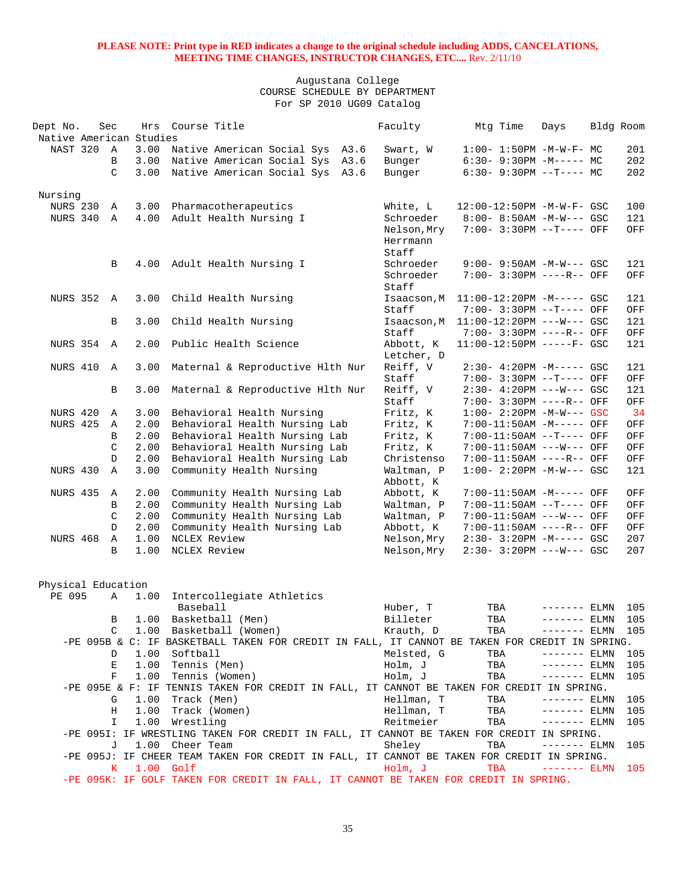**PLEASE NOTE: Print type in RED indicates a change to the original schedule including ADDS, CANCELATIONS, MEETING TIME CHANGES, INSTRUCTOR CHANGES, ETC....** Rev. 2/11/10

Augustana College
COURSE SCHEDULE BY DEPARTMENT
For SP 2010 UG09 Catalog

| Dept No. | Sec | Hrs | Course Title | Faculty | Mtg Time | Days | Bldg | Room |
|---|---|---|---|---|---|---|---|---|
| **Native American Studies** | | | | | | | | |
| NAST 320 | A | 3.00 | Native American Social Sys A3.6 | Swart, W | 1:00- 1:50PM | -M-W-F- | MC | 201 |
| | B | 3.00 | Native American Social Sys A3.6 | Bunger | 6:30- 9:30PM | -M----- | MC | 202 |
| | C | 3.00 | Native American Social Sys A3.6 | Bunger | 6:30- 9:30PM | --T---- | MC | 202 |
| **Nursing** | | | | | | | | |
| NURS 230 | A | 3.00 | Pharmacotherapeutics | White, L | 12:00-12:50PM | -M-W-F- | GSC | 100 |
| NURS 340 | A | 4.00 | Adult Health Nursing I | Schroeder | 8:00- 8:50AM | -M-W--- | GSC | 121 |
| | | | | Nelson,Mry | 7:00- 3:30PM | --T---- | OFF | OFF |
| | | | | Herrmann | | | | |
| | | | | Staff | | | | |
| | B | 4.00 | Adult Health Nursing I | Schroeder | 9:00- 9:50AM | -M-W--- | GSC | 121 |
| | | | | Schroeder | 7:00- 3:30PM | ----R-- | OFF | OFF |
| | | | | Staff | | | | |
| NURS 352 | A | 3.00 | Child Health Nursing | Isaacson,M | 11:00-12:20PM | -M----- | GSC | 121 |
| | | | | Staff | 7:00- 3:30PM | --T---- | OFF | OFF |
| | B | 3.00 | Child Health Nursing | Isaacson,M | 11:00-12:20PM | ---W--- | GSC | 121 |
| | | | | Staff | 7:00- 3:30PM | ----R-- | OFF | OFF |
| NURS 354 | A | 2.00 | Public Health Science | Abbott, K | 11:00-12:50PM | -----F- | GSC | 121 |
| | | | | Letcher, D | | | | |
| NURS 410 | A | 3.00 | Maternal & Reproductive Hlth Nur | Reiff, V | 2:30- 4:20PM | -M----- | GSC | 121 |
| | | | | Staff | 7:00- 3:30PM | --T---- | OFF | OFF |
| | B | 3.00 | Maternal & Reproductive Hlth Nur | Reiff, V | 2:30- 4:20PM | ---W--- | GSC | 121 |
| | | | | Staff | 7:00- 3:30PM | ----R-- | OFF | OFF |
| NURS 420 | A | 3.00 | Behavioral Health Nursing | Fritz, K | 1:00- 2:20PM | -M-W--- | GSC | 34 |
| NURS 425 | A | 2.00 | Behavioral Health Nursing Lab | Fritz, K | 7:00-11:50AM | -M----- | OFF | OFF |
| | B | 2.00 | Behavioral Health Nursing Lab | Fritz, K | 7:00-11:50AM | --T---- | OFF | OFF |
| | C | 2.00 | Behavioral Health Nursing Lab | Fritz, K | 7:00-11:50AM | ---W--- | OFF | OFF |
| | D | 2.00 | Behavioral Health Nursing Lab | Christenso | 7:00-11:50AM | ----R-- | OFF | OFF |
| NURS 430 | A | 3.00 | Community Health Nursing | Waltman, P | 1:00- 2:20PM | -M-W--- | GSC | 121 |
| | | | | Abbott, K | | | | |
| NURS 435 | A | 2.00 | Community Health Nursing Lab | Abbott, K | 7:00-11:50AM | -M----- | OFF | OFF |
| | B | 2.00 | Community Health Nursing Lab | Waltman, P | 7:00-11:50AM | --T---- | OFF | OFF |
| | C | 2.00 | Community Health Nursing Lab | Waltman, P | 7:00-11:50AM | ---W--- | OFF | OFF |
| | D | 2.00 | Community Health Nursing Lab | Abbott, K | 7:00-11:50AM | ----R-- | OFF | OFF |
| NURS 468 | A | 1.00 | NCLEX Review | Nelson,Mry | 2:30- 3:20PM | -M----- | GSC | 207 |
| | B | 1.00 | NCLEX Review | Nelson,Mry | 2:30- 3:20PM | ---W--- | GSC | 207 |
| **Physical Education** | | | | | | | | |
| PE 095 | A | 1.00 | Intercollegiate Athletics Baseball | Huber, T | TBA | ------- | ELMN | 105 |
| | B | 1.00 | Basketball (Men) | Billeter | TBA | ------- | ELMN | 105 |
| | C | 1.00 | Basketball (Women) | Krauth, D | TBA | ------- | ELMN | 105 |
| -PE 095B & C: IF BASKETBALL TAKEN FOR CREDIT IN FALL, IT CANNOT BE TAKEN FOR CREDIT IN SPRING. | | | | | | | | |
| | D | 1.00 | Softball | Melsted, G | TBA | ------- | ELMN | 105 |
| | E | 1.00 | Tennis (Men) | Holm, J | TBA | ------- | ELMN | 105 |
| | F | 1.00 | Tennis (Women) | Holm, J | TBA | ------- | ELMN | 105 |
| -PE 095E & F: IF TENNIS TAKEN FOR CREDIT IN FALL, IT CANNOT BE TAKEN FOR CREDIT IN SPRING. | | | | | | | | |
| | G | 1.00 | Track (Men) | Hellman, T | TBA | ------- | ELMN | 105 |
| | H | 1.00 | Track (Women) | Hellman, T | TBA | ------- | ELMN | 105 |
| | I | 1.00 | Wrestling | Reitmeier | TBA | ------- | ELMN | 105 |
| -PE 095I: IF WRESTLING TAKEN FOR CREDIT IN FALL, IT CANNOT BE TAKEN FOR CREDIT IN SPRING. | | | | | | | | |
| | J | 1.00 | Cheer Team | Sheley | TBA | ------- | ELMN | 105 |
| -PE 095J: IF CHEER TEAM TAKEN FOR CREDIT IN FALL, IT CANNOT BE TAKEN FOR CREDIT IN SPRING. | | | | | | | | |
| | K | 1.00 | Golf | Holm, J | TBA | ------- | ELMN | 105 |
| -PE 095K: IF GOLF TAKEN FOR CREDIT IN FALL, IT CANNOT BE TAKEN FOR CREDIT IN SPRING. | | | | | | | | |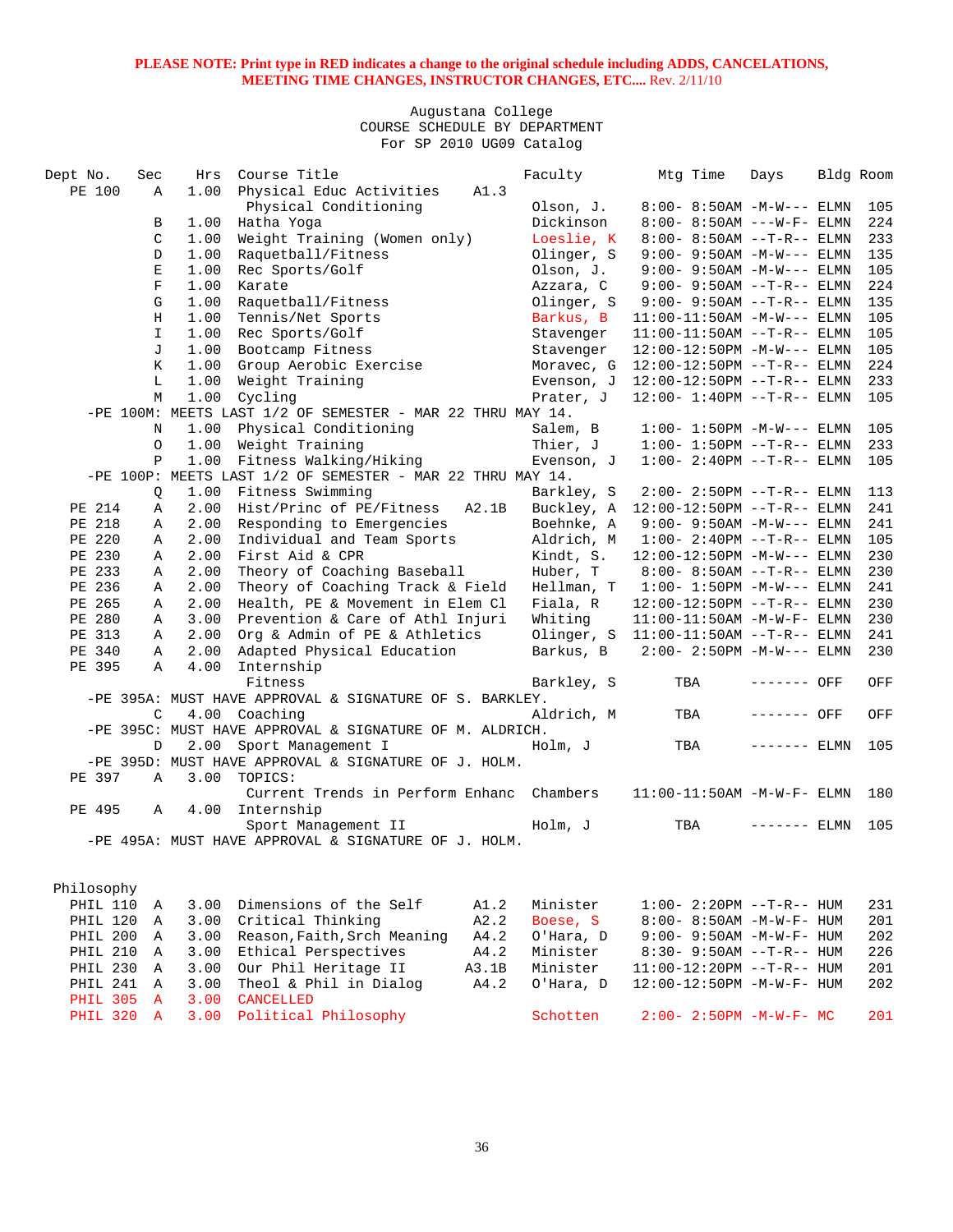**PLEASE NOTE: Print type in RED indicates a change to the original schedule including ADDS, CANCELATIONS, MEETING TIME CHANGES, INSTRUCTOR CHANGES, ETC....** Rev. 2/11/10

Augustana College
COURSE SCHEDULE BY DEPARTMENT
For SP 2010 UG09 Catalog

| Dept No. | Sec | Hrs | Course Title | | Faculty | Mtg Time | Days | Bldg | Room |
|---|---|---|---|---|---|---|---|---|---|
| PE 100 | A | 1.00 | Physical Educ Activities | A1.3 | | | | | |
| | | | Physical Conditioning | | Olson, J. | 8:00- 8:50AM | -M-W--- | ELMN | 105 |
| | B | 1.00 | Hatha Yoga | | Dickinson | 8:00- 8:50AM | ---W-F- | ELMN | 224 |
| | C | 1.00 | Weight Training (Women only) | | Loeslie, K | 8:00- 8:50AM | --T-R-- | ELMN | 233 |
| | D | 1.00 | Raquetball/Fitness | | Olinger, S | 9:00- 9:50AM | -M-W--- | ELMN | 135 |
| | E | 1.00 | Rec Sports/Golf | | Olson, J. | 9:00- 9:50AM | -M-W--- | ELMN | 105 |
| | F | 1.00 | Karate | | Azzara, C | 9:00- 9:50AM | --T-R-- | ELMN | 224 |
| | G | 1.00 | Raquetball/Fitness | | Olinger, S | 9:00- 9:50AM | --T-R-- | ELMN | 135 |
| | H | 1.00 | Tennis/Net Sports | | Barkus, B | 11:00-11:50AM | -M-W--- | ELMN | 105 |
| | I | 1.00 | Rec Sports/Golf | | Stavenger | 11:00-11:50AM | --T-R-- | ELMN | 105 |
| | J | 1.00 | Bootcamp Fitness | | Stavenger | 12:00-12:50PM | -M-W--- | ELMN | 105 |
| | K | 1.00 | Group Aerobic Exercise | | Moravec, G | 12:00-12:50PM | --T-R-- | ELMN | 224 |
| | L | 1.00 | Weight Training | | Evenson, J | 12:00-12:50PM | --T-R-- | ELMN | 233 |
| | M | 1.00 | Cycling | | Prater, J | 12:00- 1:40PM | --T-R-- | ELMN | 105 |
| -PE 100M: MEETS LAST 1/2 OF SEMESTER - MAR 22 THRU MAY 14. | | | | | | | | | |
| | N | 1.00 | Physical Conditioning | | Salem, B | 1:00- 1:50PM | -M-W--- | ELMN | 105 |
| | O | 1.00 | Weight Training | | Thier, J | 1:00- 1:50PM | --T-R-- | ELMN | 233 |
| | P | 1.00 | Fitness Walking/Hiking | | Evenson, J | 1:00- 2:40PM | --T-R-- | ELMN | 105 |
| -PE 100P: MEETS LAST 1/2 OF SEMESTER - MAR 22 THRU MAY 14. | | | | | | | | | |
| | Q | 1.00 | Fitness Swimming | | Barkley, S | 2:00- 2:50PM | --T-R-- | ELMN | 113 |
| PE 214 | A | 2.00 | Hist/Princ of PE/Fitness | A2.1B | Buckley, A | 12:00-12:50PM | --T-R-- | ELMN | 241 |
| PE 218 | A | 2.00 | Responding to Emergencies | | Boehnke, A | 9:00- 9:50AM | -M-W--- | ELMN | 241 |
| PE 220 | A | 2.00 | Individual and Team Sports | | Aldrich, M | 1:00- 2:40PM | --T-R-- | ELMN | 105 |
| PE 230 | A | 2.00 | First Aid & CPR | | Kindt, S. | 12:00-12:50PM | -M-W--- | ELMN | 230 |
| PE 233 | A | 2.00 | Theory of Coaching Baseball | | Huber, T | 8:00- 8:50AM | --T-R-- | ELMN | 230 |
| PE 236 | A | 2.00 | Theory of Coaching Track & Field | | Hellman, T | 1:00- 1:50PM | -M-W--- | ELMN | 241 |
| PE 265 | A | 2.00 | Health, PE & Movement in Elem Cl | | Fiala, R | 12:00-12:50PM | --T-R-- | ELMN | 230 |
| PE 280 | A | 3.00 | Prevention & Care of Athl Injuri | | Whiting | 11:00-11:50AM | -M-W-F- | ELMN | 230 |
| PE 313 | A | 2.00 | Org & Admin of PE & Athletics | | Olinger, S | 11:00-11:50AM | --T-R-- | ELMN | 241 |
| PE 340 | A | 2.00 | Adapted Physical Education | | Barkus, B | 2:00- 2:50PM | -M-W--- | ELMN | 230 |
| PE 395 | A | 4.00 | Internship | | | | | | |
| | | | Fitness | | Barkley, S | TBA | ------- | OFF | OFF |
| -PE 395A: MUST HAVE APPROVAL & SIGNATURE OF S. BARKLEY. | | | | | | | | | |
| | C | 4.00 | Coaching | | Aldrich, M | TBA | ------- | OFF | OFF |
| -PE 395C: MUST HAVE APPROVAL & SIGNATURE OF M. ALDRICH. | | | | | | | | | |
| | D | 2.00 | Sport Management I | | Holm, J | TBA | ------- | ELMN | 105 |
| -PE 395D: MUST HAVE APPROVAL & SIGNATURE OF J. HOLM. | | | | | | | | | |
| PE 397 | A | 3.00 | TOPICS: | | | | | | |
| | | | Current Trends in Perform Enhanc | | Chambers | 11:00-11:50AM | -M-W-F- | ELMN | 180 |
| PE 495 | A | 4.00 | Internship | | | | | | |
| | | | Sport Management II | | Holm, J | TBA | ------- | ELMN | 105 |
| -PE 495A: MUST HAVE APPROVAL & SIGNATURE OF J. HOLM. | | | | | | | | | |

Philosophy

| Dept No. | Sec | Hrs | Course Title | | Faculty | Mtg Time | Days | Bldg | Room |
|---|---|---|---|---|---|---|---|---|---|
| PHIL 110 | A | 3.00 | Dimensions of the Self | A1.2 | Minister | 1:00- 2:20PM | --T-R-- | HUM | 231 |
| PHIL 120 | A | 3.00 | Critical Thinking | A2.2 | Boese, S | 8:00- 8:50AM | -M-W-F- | HUM | 201 |
| PHIL 200 | A | 3.00 | Reason,Faith,Srch Meaning | A4.2 | O'Hara, D | 9:00- 9:50AM | -M-W-F- | HUM | 202 |
| PHIL 210 | A | 3.00 | Ethical Perspectives | A4.2 | Minister | 8:30- 9:50AM | --T-R-- | HUM | 226 |
| PHIL 230 | A | 3.00 | Our Phil Heritage II | A3.1B | Minister | 11:00-12:20PM | --T-R-- | HUM | 201 |
| PHIL 241 | A | 3.00 | Theol & Phil in Dialog | A4.2 | O'Hara, D | 12:00-12:50PM | -M-W-F- | HUM | 202 |
| PHIL 305 | A | 3.00 | CANCELLED | | | | | | |
| PHIL 320 | A | 3.00 | Political Philosophy | | Schotten | 2:00- 2:50PM | -M-W-F- | MC | 201 |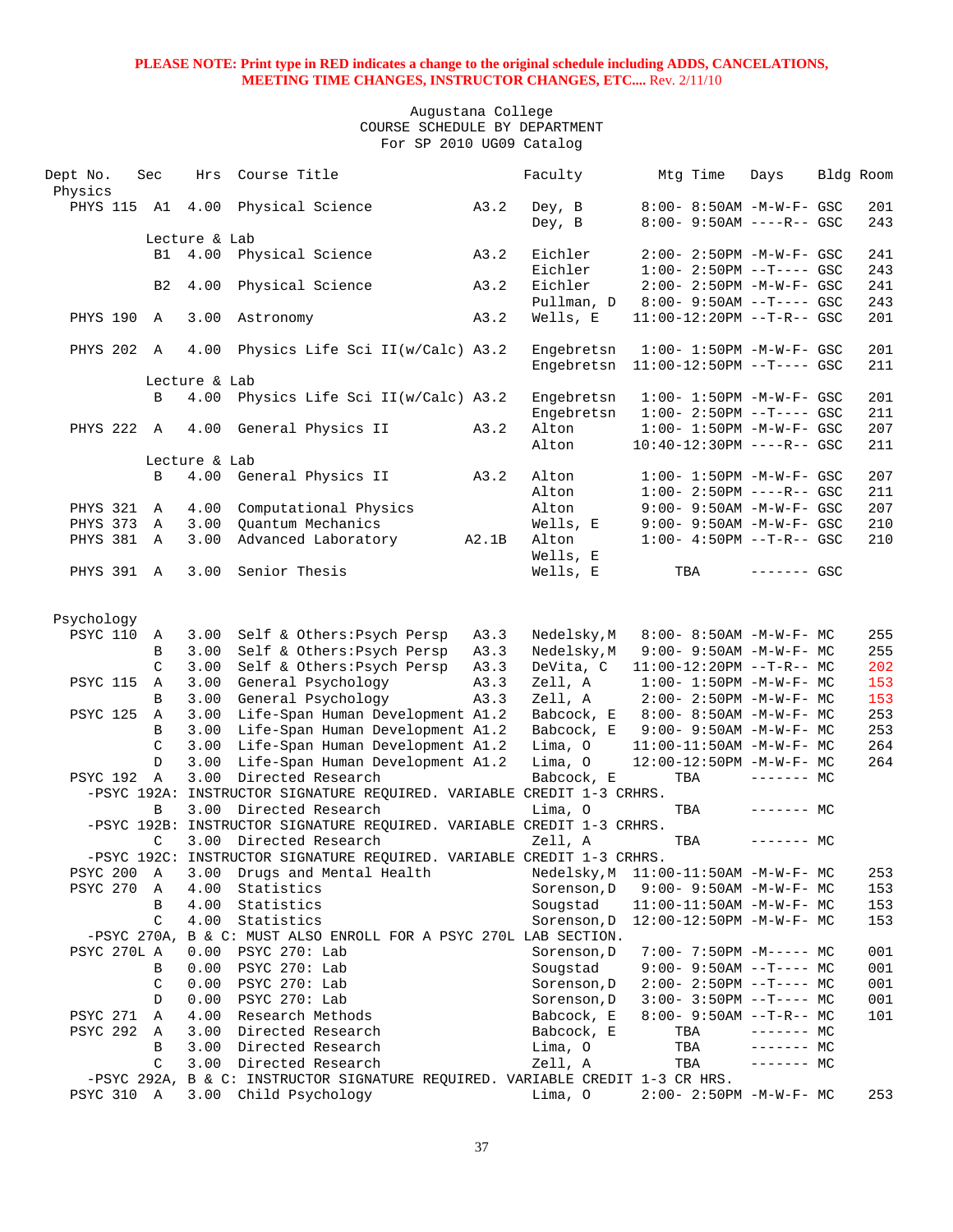**PLEASE NOTE: Print type in RED indicates a change to the original schedule including ADDS, CANCELATIONS, MEETING TIME CHANGES, INSTRUCTOR CHANGES, ETC....** Rev. 2/11/10

Augustana College
COURSE SCHEDULE BY DEPARTMENT
For SP 2010 UG09 Catalog

| Dept No. | Sec | Hrs | Course Title | | Faculty | Mtg Time | Days | Bldg | Room |
|---|---|---|---|---|---|---|---|---|---|
| **Physics** | | | | | | | | | |
| PHYS 115 | A1 | 4.00 | Physical Science | A3.2 | Dey, B | 8:00- 8:50AM | -M-W-F- | GSC | 201 |
| | | | | | Dey, B | 8:00- 9:50AM | ----R-- | GSC | 243 |
| | Lecture & Lab | | | | | | | | |
| | B1 | 4.00 | Physical Science | A3.2 | Eichler | 2:00- 2:50PM | -M-W-F- | GSC | 241 |
| | | | | | Eichler | 1:00- 2:50PM | --T---- | GSC | 243 |
| | B2 | 4.00 | Physical Science | A3.2 | Eichler | 2:00- 2:50PM | -M-W-F- | GSC | 241 |
| | | | | | Pullman, D | 8:00- 9:50AM | --T---- | GSC | 243 |
| PHYS 190 | A | 3.00 | Astronomy | A3.2 | Wells, E | 11:00-12:20PM | --T-R-- | GSC | 201 |
| PHYS 202 | A | 4.00 | Physics Life Sci II(w/Calc) | A3.2 | Engebretsn | 1:00- 1:50PM | -M-W-F- | GSC | 201 |
| | | | | | Engebretsn | 11:00-12:50PM | --T---- | GSC | 211 |
| | Lecture & Lab | | | | | | | | |
| | B | 4.00 | Physics Life Sci II(w/Calc) | A3.2 | Engebretsn | 1:00- 1:50PM | -M-W-F- | GSC | 201 |
| | | | | | Engebretsn | 1:00- 2:50PM | --T---- | GSC | 211 |
| PHYS 222 | A | 4.00 | General Physics II | A3.2 | Alton | 1:00- 1:50PM | -M-W-F- | GSC | 207 |
| | | | | | Alton | 10:40-12:30PM | ----R-- | GSC | 211 |
| | Lecture & Lab | | | | | | | | |
| | B | 4.00 | General Physics II | A3.2 | Alton | 1:00- 1:50PM | -M-W-F- | GSC | 207 |
| | | | | | Alton | 1:00- 2:50PM | ----R-- | GSC | 211 |
| PHYS 321 | A | 4.00 | Computational Physics | | Alton | 9:00- 9:50AM | -M-W-F- | GSC | 207 |
| PHYS 373 | A | 3.00 | Quantum Mechanics | | Wells, E | 9:00- 9:50AM | -M-W-F- | GSC | 210 |
| PHYS 381 | A | 3.00 | Advanced Laboratory | A2.1B | Alton | 1:00- 4:50PM | --T-R-- | GSC | 210 |
| | | | | | Wells, E | | | | |
| PHYS 391 | A | 3.00 | Senior Thesis | | Wells, E | TBA | ------- | GSC | |
| **Psychology** | | | | | | | | | |
| PSYC 110 | A | 3.00 | Self & Others:Psych Persp | A3.3 | Nedelsky,M | 8:00- 8:50AM | -M-W-F- | MC | 255 |
| | B | 3.00 | Self & Others:Psych Persp | A3.3 | Nedelsky,M | 9:00- 9:50AM | -M-W-F- | MC | 255 |
| | C | 3.00 | Self & Others:Psych Persp | A3.3 | DeVita, C | 11:00-12:20PM | --T-R-- | MC | 202 |
| PSYC 115 | A | 3.00 | General Psychology | A3.3 | Zell, A | 1:00- 1:50PM | -M-W-F- | MC | 153 |
| | B | 3.00 | General Psychology | A3.3 | Zell, A | 2:00- 2:50PM | -M-W-F- | MC | 153 |
| PSYC 125 | A | 3.00 | Life-Span Human Development | A1.2 | Babcock, E | 8:00- 8:50AM | -M-W-F- | MC | 253 |
| | B | 3.00 | Life-Span Human Development | A1.2 | Babcock, E | 9:00- 9:50AM | -M-W-F- | MC | 253 |
| | C | 3.00 | Life-Span Human Development | A1.2 | Lima, O | 11:00-11:50AM | -M-W-F- | MC | 264 |
| | D | 3.00 | Life-Span Human Development | A1.2 | Lima, O | 12:00-12:50PM | -M-W-F- | MC | 264 |
| PSYC 192 | A | 3.00 | Directed Research | | Babcock, E | TBA | ------- | MC | |
| -PSYC 192A: INSTRUCTOR SIGNATURE REQUIRED. VARIABLE CREDIT 1-3 CRHRS. | | | | | | | | | |
| | B | 3.00 | Directed Research | | Lima, O | TBA | ------- | MC | |
| -PSYC 192B: INSTRUCTOR SIGNATURE REQUIRED. VARIABLE CREDIT 1-3 CRHRS. | | | | | | | | | |
| | C | 3.00 | Directed Research | | Zell, A | TBA | ------- | MC | |
| -PSYC 192C: INSTRUCTOR SIGNATURE REQUIRED. VARIABLE CREDIT 1-3 CRHRS. | | | | | | | | | |
| PSYC 200 | A | 3.00 | Drugs and Mental Health | | Nedelsky,M | 11:00-11:50AM | -M-W-F- | MC | 253 |
| PSYC 270 | A | 4.00 | Statistics | | Sorenson,D | 9:00- 9:50AM | -M-W-F- | MC | 153 |
| | B | 4.00 | Statistics | | Sougstad | 11:00-11:50AM | -M-W-F- | MC | 153 |
| | C | 4.00 | Statistics | | Sorenson,D | 12:00-12:50PM | -M-W-F- | MC | 153 |
| -PSYC 270A, B & C: MUST ALSO ENROLL FOR A PSYC 270L LAB SECTION. | | | | | | | | | |
| PSYC 270L | A | 0.00 | PSYC 270: Lab | | Sorenson,D | 7:00- 7:50PM | -M----- | MC | 001 |
| | B | 0.00 | PSYC 270: Lab | | Sougstad | 9:00- 9:50AM | --T---- | MC | 001 |
| | C | 0.00 | PSYC 270: Lab | | Sorenson,D | 2:00- 2:50PM | --T---- | MC | 001 |
| | D | 0.00 | PSYC 270: Lab | | Sorenson,D | 3:00- 3:50PM | --T---- | MC | 001 |
| PSYC 271 | A | 4.00 | Research Methods | | Babcock, E | 8:00- 9:50AM | --T-R-- | MC | 101 |
| PSYC 292 | A | 3.00 | Directed Research | | Babcock, E | TBA | ------- | MC | |
| | B | 3.00 | Directed Research | | Lima, O | TBA | ------- | MC | |
| | C | 3.00 | Directed Research | | Zell, A | TBA | ------- | MC | |
| -PSYC 292A, B & C: INSTRUCTOR SIGNATURE REQUIRED. VARIABLE CREDIT 1-3 CR HRS. | | | | | | | | | |
| PSYC 310 | A | 3.00 | Child Psychology | | Lima, O | 2:00- 2:50PM | -M-W-F- | MC | 253 |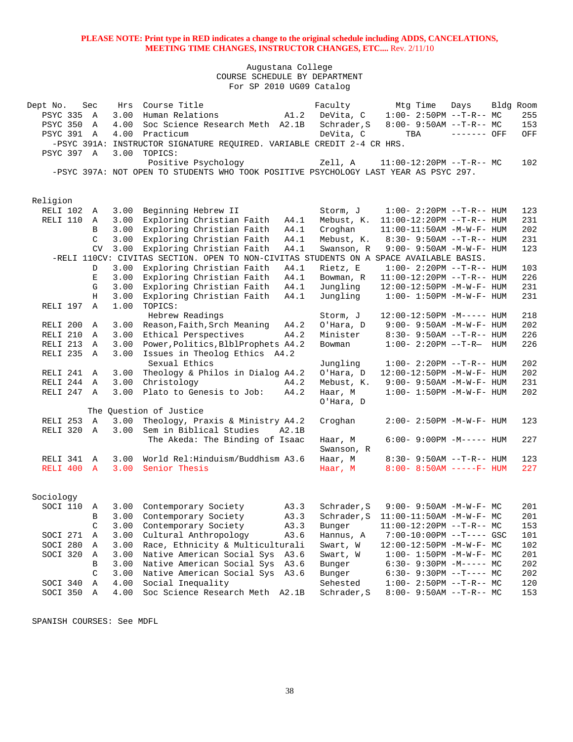**PLEASE NOTE: Print type in RED indicates a change to the original schedule including ADDS, CANCELATIONS, MEETING TIME CHANGES, INSTRUCTOR CHANGES, ETC....** Rev. 2/11/10

Augustana College
COURSE SCHEDULE BY DEPARTMENT
For SP 2010 UG09 Catalog

| Dept No. | Sec | Hrs | Course Title | | Faculty | Mtg Time | Days | Bldg | Room |
|---|---|---|---|---|---|---|---|---|---|
| PSYC 335 | A | 3.00 | Human Relations | A1.2 | DeVita, C | 1:00- 2:50PM | --T-R-- | MC | 255 |
| PSYC 350 | A | 4.00 | Soc Science Research Meth | A2.1B | Schrader,S | 8:00- 9:50AM | --T-R-- | MC | 153 |
| PSYC 391 | A | 4.00 | Practicum | | DeVita, C | TBA | ------- | OFF | OFF |
| -PSYC 391A: INSTRUCTOR SIGNATURE REQUIRED. VARIABLE CREDIT 2-4 CR HRS. | | | | | | | | | |
| PSYC 397 | A | 3.00 | TOPICS: | | | | | | |
| | | | Positive Psychology | | Zell, A | 11:00-12:20PM | --T-R-- | MC | 102 |
| -PSYC 397A: NOT OPEN TO STUDENTS WHO TOOK POSITIVE PSYCHOLOGY LAST YEAR AS PSYC 297. | | | | | | | | | |

## Religion

| Dept No. | Sec | Hrs | Course Title | | Faculty | Mtg Time | Days | Bldg | Room |
|---|---|---|---|---|---|---|---|---|---|
| RELI 102 | A | 3.00 | Beginning Hebrew II | | Storm, J | 1:00- 2:20PM | --T-R-- | HUM | 123 |
| RELI 110 | A | 3.00 | Exploring Christian Faith | A4.1 | Mebust, K. | 11:00-12:20PM | --T-R-- | HUM | 231 |
| | B | 3.00 | Exploring Christian Faith | A4.1 | Croghan | 11:00-11:50AM | -M-W-F- | HUM | 202 |
| | C | 3.00 | Exploring Christian Faith | A4.1 | Mebust, K. | 8:30- 9:50AM | --T-R-- | HUM | 231 |
| | CV | 3.00 | Exploring Christian Faith | A4.1 | Swanson, R | 9:00- 9:50AM | -M-W-F- | HUM | 123 |
| -RELI 110CV: CIVITAS SECTION. OPEN TO NON-CIVITAS STUDENTS ON A SPACE AVAILABLE BASIS. | | | | | | | | | |
| | D | 3.00 | Exploring Christian Faith | A4.1 | Rietz, E | 1:00- 2:20PM | --T-R-- | HUM | 103 |
| | E | 3.00 | Exploring Christian Faith | A4.1 | Bowman, R | 11:00-12:20PM | --T-R-- | HUM | 226 |
| | G | 3.00 | Exploring Christian Faith | A4.1 | Jungling | 12:00-12:50PM | -M-W-F- | HUM | 231 |
| | H | 3.00 | Exploring Christian Faith | A4.1 | Jungling | 1:00- 1:50PM | -M-W-F- | HUM | 231 |
| RELI 197 | A | 1.00 | TOPICS: | | | | | | |
| | | | Hebrew Readings | | Storm, J | 12:00-12:50PM | -M----- | HUM | 218 |
| RELI 200 | A | 3.00 | Reason,Faith,Srch Meaning | A4.2 | O'Hara, D | 9:00- 9:50AM | -M-W-F- | HUM | 202 |
| RELI 210 | A | 3.00 | Ethical Perspectives | A4.2 | Minister | 8:30- 9:50AM | --T-R-- | HUM | 226 |
| RELI 213 | A | 3.00 | Power,Politics,BlblProphets | A4.2 | Bowman | 1:00- 2:20PM | --T-R— | HUM | 226 |
| RELI 235 | A | 3.00 | Issues in Theolog Ethics | A4.2 | | | | | |
| | | | Sexual Ethics | | Jungling | 1:00- 2:20PM | --T-R-- | HUM | 202 |
| RELI 241 | A | 3.00 | Theology & Philos in Dialog | A4.2 | O'Hara, D | 12:00-12:50PM | -M-W-F- | HUM | 202 |
| RELI 244 | A | 3.00 | Christology | A4.2 | Mebust, K. | 9:00- 9:50AM | -M-W-F- | HUM | 231 |
| RELI 247 | A | 3.00 | Plato to Genesis to Job: | A4.2 | Haar, M<br>O'Hara, D | 1:00- 1:50PM | -M-W-F- | HUM | 202 |
| | | | The Question of Justice | | | | | | |
| RELI 253 | A | 3.00 | Theology, Praxis & Ministry | A4.2 | Croghan | 2:00- 2:50PM | -M-W-F- | HUM | 123 |
| RELI 320 | A | 3.00 | Sem in Biblical Studies | A2.1B | | | | | |
| | | | The Akeda: The Binding of Isaac | | Haar, M<br>Swanson, R | 6:00- 9:00PM | -M----- | HUM | 227 |
| RELI 341 | A | 3.00 | World Rel:Hinduism/Buddhism | A3.6 | Haar, M | 8:30- 9:50AM | --T-R-- | HUM | 123 |
| RELI 400 | A | 3.00 | Senior Thesis | | Haar, M | 8:00- 8:50AM | -----F- | HUM | 227 |

## Sociology

| Dept No. | Sec | Hrs | Course Title | | Faculty | Mtg Time | Days | Bldg | Room |
|---|---|---|---|---|---|---|---|---|---|
| SOCI 110 | A | 3.00 | Contemporary Society | A3.3 | Schrader,S | 9:00- 9:50AM | -M-W-F- | MC | 201 |
| | B | 3.00 | Contemporary Society | A3.3 | Schrader,S | 11:00-11:50AM | -M-W-F- | MC | 201 |
| | C | 3.00 | Contemporary Society | A3.3 | Bunger | 11:00-12:20PM | --T-R-- | MC | 153 |
| SOCI 271 | A | 3.00 | Cultural Anthropology | A3.6 | Hannus, A | 7:00-10:00PM | --T---- | GSC | 101 |
| SOCI 280 | A | 3.00 | Race, Ethnicity & Multiculturali | | Swart, W | 12:00-12:50PM | -M-W-F- | MC | 102 |
| SOCI 320 | A | 3.00 | Native American Social Sys | A3.6 | Swart, W | 1:00- 1:50PM | -M-W-F- | MC | 201 |
| | B | 3.00 | Native American Social Sys | A3.6 | Bunger | 6:30- 9:30PM | -M----- | MC | 202 |
| | C | 3.00 | Native American Social Sys | A3.6 | Bunger | 6:30- 9:30PM | --T---- | MC | 202 |
| SOCI 340 | A | 4.00 | Social Inequality | | Sehested | 1:00- 2:50PM | --T-R-- | MC | 120 |
| SOCI 350 | A | 4.00 | Soc Science Research Meth | A2.1B | Schrader,S | 8:00- 9:50AM | --T-R-- | MC | 153 |

SPANISH COURSES: See MDFL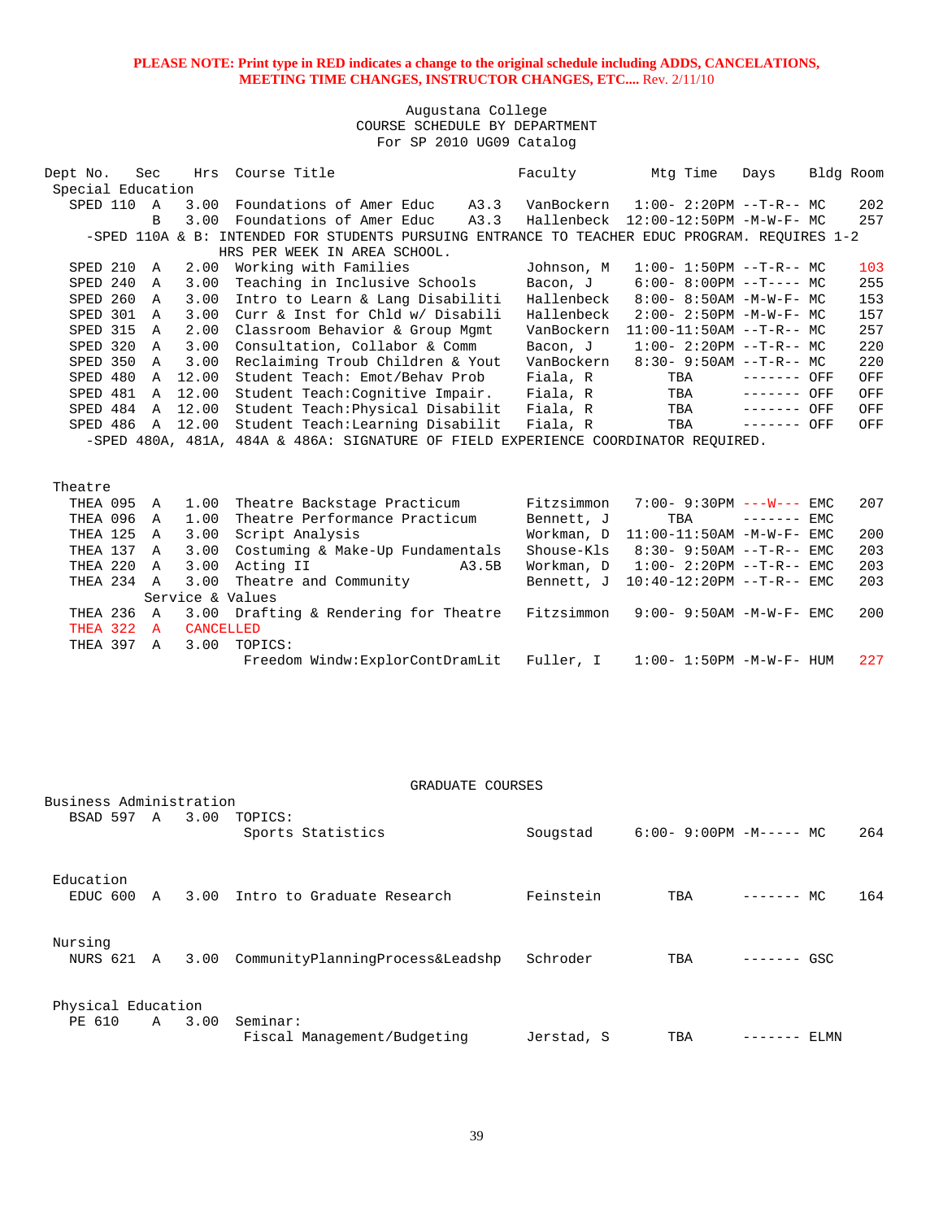**PLEASE NOTE: Print type in RED indicates a change to the original schedule including ADDS, CANCELATIONS, MEETING TIME CHANGES, INSTRUCTOR CHANGES, ETC....** Rev. 2/11/10

Augustana College
COURSE SCHEDULE BY DEPARTMENT
For SP 2010 UG09 Catalog

| Dept No. | Sec | Hrs | Course Title | Faculty | Mtg Time | Days | Bldg | Room |
|---|---|---|---|---|---|---|---|---|
| **Special Education** | | | | | | | | |
| SPED 110 | A | 3.00 | Foundations of Amer Educ A3.3 | VanBockern | 1:00- 2:20PM | --T-R-- | MC | 202 |
| | B | 3.00 | Foundations of Amer Educ A3.3 | Hallenbeck | 12:00-12:50PM | -M-W-F- | MC | 257 |
| -SPED 110A & B: INTENDED FOR STUDENTS PURSUING ENTRANCE TO TEACHER EDUC PROGRAM. REQUIRES 1-2 HRS PER WEEK IN AREA SCHOOL. | | | | | | | | |
| SPED 210 | A | 2.00 | Working with Families | Johnson, M | 1:00- 1:50PM | --T-R-- | MC | 103 |
| SPED 240 | A | 3.00 | Teaching in Inclusive Schools | Bacon, J | 6:00- 8:00PM | --T---- | MC | 255 |
| SPED 260 | A | 3.00 | Intro to Learn & Lang Disabiliti | Hallenbeck | 8:00- 8:50AM | -M-W-F- | MC | 153 |
| SPED 301 | A | 3.00 | Curr & Inst for Chld w/ Disabili | Hallenbeck | 2:00- 2:50PM | -M-W-F- | MC | 157 |
| SPED 315 | A | 2.00 | Classroom Behavior & Group Mgmt | VanBockern | 11:00-11:50AM | --T-R-- | MC | 257 |
| SPED 320 | A | 3.00 | Consultation, Collabor & Comm | Bacon, J | 1:00- 2:20PM | --T-R-- | MC | 220 |
| SPED 350 | A | 3.00 | Reclaiming Troub Children & Yout | VanBockern | 8:30- 9:50AM | --T-R-- | MC | 220 |
| SPED 480 | A | 12.00 | Student Teach: Emot/Behav Prob | Fiala, R | TBA | ------- | OFF | OFF |
| SPED 481 | A | 12.00 | Student Teach:Cognitive Impair. | Fiala, R | TBA | ------- | OFF | OFF |
| SPED 484 | A | 12.00 | Student Teach:Physical Disabilit | Fiala, R | TBA | ------- | OFF | OFF |
| SPED 486 | A | 12.00 | Student Teach:Learning Disabilit | Fiala, R | TBA | ------- | OFF | OFF |
| -SPED 480A, 481A, 484A & 486A: SIGNATURE OF FIELD EXPERIENCE COORDINATOR REQUIRED. | | | | | | | | |
| **Theatre** | | | | | | | | |
| THEA 095 | A | 1.00 | Theatre Backstage Practicum | Fitzsimmon | 7:00- 9:30PM | ---W--- | EMC | 207 |
| THEA 096 | A | 1.00 | Theatre Performance Practicum | Bennett, J | TBA | ------- | EMC | |
| THEA 125 | A | 3.00 | Script Analysis | Workman, D | 11:00-11:50AM | -M-W-F- | EMC | 200 |
| THEA 137 | A | 3.00 | Costuming & Make-Up Fundamentals | Shouse-Kls | 8:30- 9:50AM | --T-R-- | EMC | 203 |
| THEA 220 | A | 3.00 | Acting II A3.5B | Workman, D | 1:00- 2:20PM | --T-R-- | EMC | 203 |
| THEA 234 | A | 3.00 | Theatre and Community Service & Values | Bennett, J | 10:40-12:20PM | --T-R-- | EMC | 203 |
| THEA 236 | A | 3.00 | Drafting & Rendering for Theatre | Fitzsimmon | 9:00- 9:50AM | -M-W-F- | EMC | 200 |
| THEA 322 | A | CANCELLED | | | | | | |
| THEA 397 | A | 3.00 | TOPICS: Freedom Windw:ExplorContDramLit | Fuller, I | 1:00- 1:50PM | -M-W-F- | HUM | 227 |

GRADUATE COURSES

| Dept No. | Sec | Hrs | Course Title | Faculty | Mtg Time | Days | Bldg | Room |
|---|---|---|---|---|---|---|---|---|
| **Business Administration** | | | | | | | | |
| BSAD 597 | A | 3.00 | TOPICS: Sports Statistics | Sougstad | 6:00- 9:00PM | -M----- | MC | 264 |
| **Education** | | | | | | | | |
| EDUC 600 | A | 3.00 | Intro to Graduate Research | Feinstein | TBA | ------- | MC | 164 |
| **Nursing** | | | | | | | | |
| NURS 621 | A | 3.00 | CommunityPlanningProcess&Leadshp | Schroder | TBA | ------- | GSC | |
| **Physical Education** | | | | | | | | |
| PE 610 | A | 3.00 | Seminar: Fiscal Management/Budgeting | Jerstad, S | TBA | ------- | ELMN | |